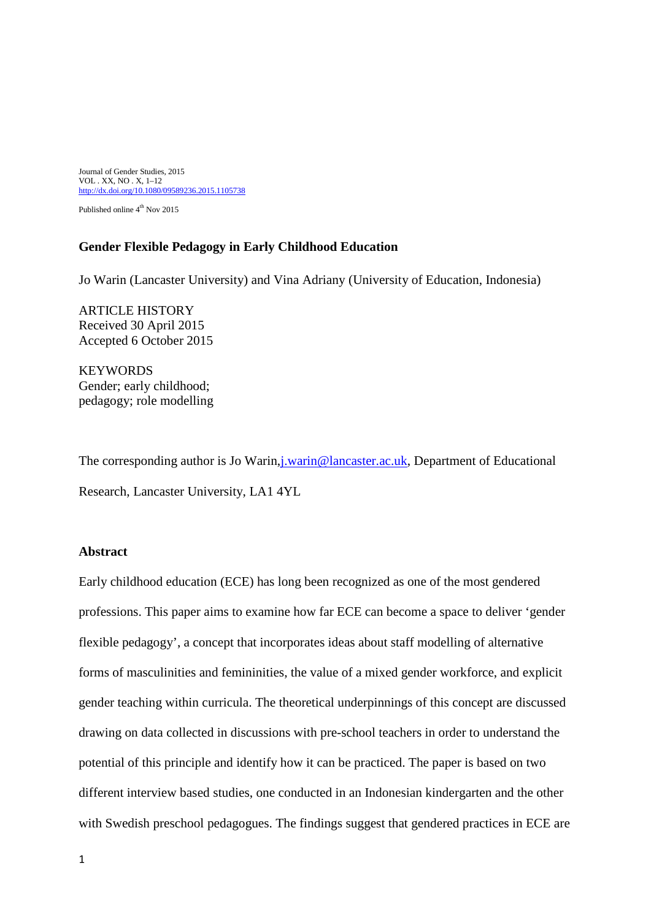Journal of Gender Studies, 2015
VOL . XX, NO . X, 1–12
http://dx.doi.org/10.1080/09589236.2015.1105738

Published online 4th Nov 2015

**Gender Flexible Pedagogy in Early Childhood Education**

Jo Warin (Lancaster University) and Vina Adriany (University of Education, Indonesia)

ARTICLE HISTORY
Received 30 April 2015
Accepted 6 October 2015

KEYWORDS
Gender; early childhood; pedagogy; role modelling

The corresponding author is Jo Warin, j.warin@lancaster.ac.uk, Department of Educational Research, Lancaster University, LA1 4YL

**Abstract**

Early childhood education (ECE) has long been recognized as one of the most gendered professions. This paper aims to examine how far ECE can become a space to deliver 'gender flexible pedagogy', a concept that incorporates ideas about staff modelling of alternative forms of masculinities and femininities, the value of a mixed gender workforce, and explicit gender teaching within curricula. The theoretical underpinnings of this concept are discussed drawing on data collected in discussions with pre-school teachers in order to understand the potential of this principle and identify how it can be practiced. The paper is based on two different interview based studies, one conducted in an Indonesian kindergarten and the other with Swedish preschool pedagogues. The findings suggest that gendered practices in ECE are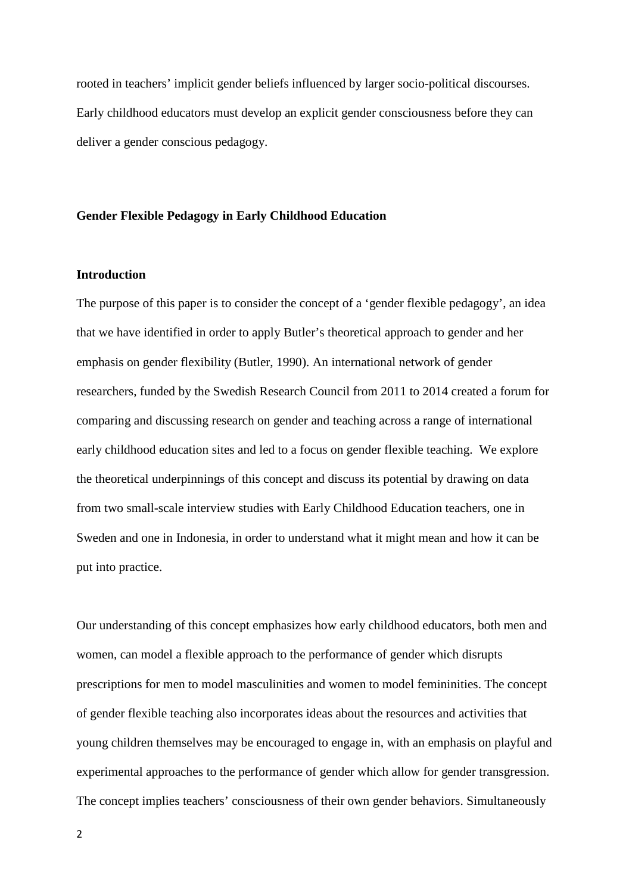rooted in teachers' implicit gender beliefs influenced by larger socio-political discourses. Early childhood educators must develop an explicit gender consciousness before they can deliver a gender conscious pedagogy.

# Gender Flexible Pedagogy in Early Childhood Education

## Introduction

The purpose of this paper is to consider the concept of a 'gender flexible pedagogy', an idea that we have identified in order to apply Butler's theoretical approach to gender and her emphasis on gender flexibility (Butler, 1990). An international network of gender researchers, funded by the Swedish Research Council from 2011 to 2014 created a forum for comparing and discussing research on gender and teaching across a range of international early childhood education sites and led to a focus on gender flexible teaching. We explore the theoretical underpinnings of this concept and discuss its potential by drawing on data from two small-scale interview studies with Early Childhood Education teachers, one in Sweden and one in Indonesia, in order to understand what it might mean and how it can be put into practice.

Our understanding of this concept emphasizes how early childhood educators, both men and women, can model a flexible approach to the performance of gender which disrupts prescriptions for men to model masculinities and women to model femininities. The concept of gender flexible teaching also incorporates ideas about the resources and activities that young children themselves may be encouraged to engage in, with an emphasis on playful and experimental approaches to the performance of gender which allow for gender transgression. The concept implies teachers' consciousness of their own gender behaviors. Simultaneously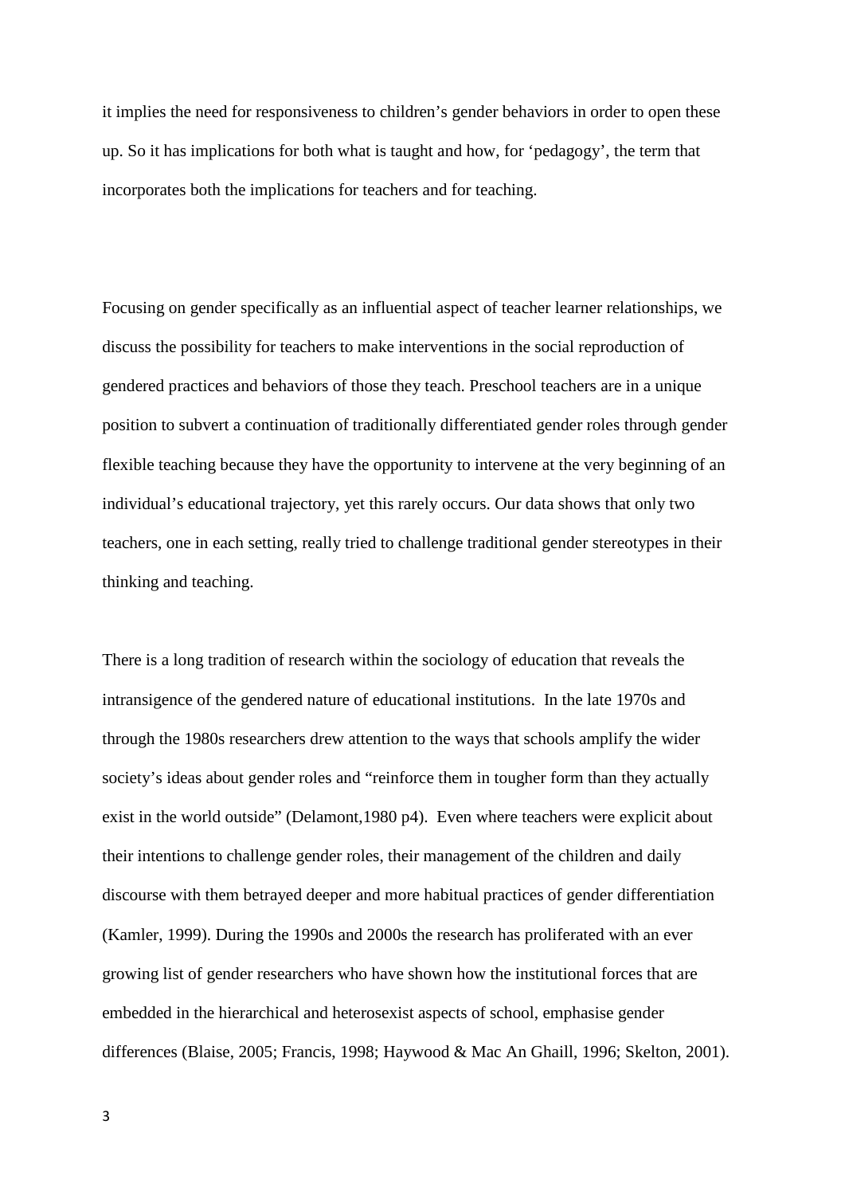it implies the need for responsiveness to children's gender behaviors in order to open these up. So it has implications for both what is taught and how, for 'pedagogy', the term that incorporates both the implications for teachers and for teaching.

Focusing on gender specifically as an influential aspect of teacher learner relationships, we discuss the possibility for teachers to make interventions in the social reproduction of gendered practices and behaviors of those they teach. Preschool teachers are in a unique position to subvert a continuation of traditionally differentiated gender roles through gender flexible teaching because they have the opportunity to intervene at the very beginning of an individual's educational trajectory, yet this rarely occurs. Our data shows that only two teachers, one in each setting, really tried to challenge traditional gender stereotypes in their thinking and teaching.

There is a long tradition of research within the sociology of education that reveals the intransigence of the gendered nature of educational institutions. In the late 1970s and through the 1980s researchers drew attention to the ways that schools amplify the wider society's ideas about gender roles and "reinforce them in tougher form than they actually exist in the world outside" (Delamont,1980 p4). Even where teachers were explicit about their intentions to challenge gender roles, their management of the children and daily discourse with them betrayed deeper and more habitual practices of gender differentiation (Kamler, 1999). During the 1990s and 2000s the research has proliferated with an ever growing list of gender researchers who have shown how the institutional forces that are embedded in the hierarchical and heterosexist aspects of school, emphasise gender differences (Blaise, 2005; Francis, 1998; Haywood & Mac An Ghaill, 1996; Skelton, 2001).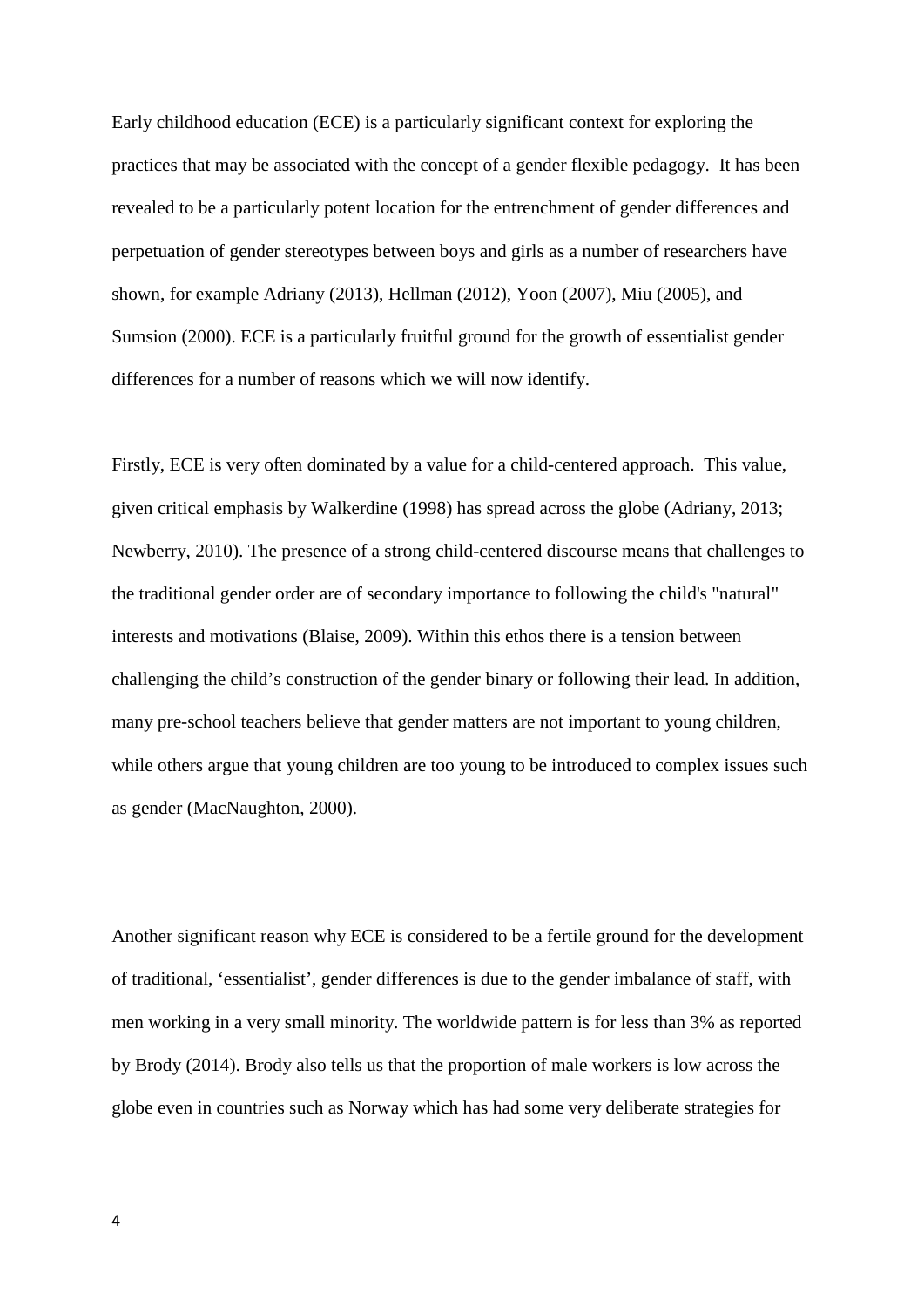Early childhood education (ECE) is a particularly significant context for exploring the practices that may be associated with the concept of a gender flexible pedagogy. It has been revealed to be a particularly potent location for the entrenchment of gender differences and perpetuation of gender stereotypes between boys and girls as a number of researchers have shown, for example Adriany (2013), Hellman (2012), Yoon (2007), Miu (2005), and Sumsion (2000). ECE is a particularly fruitful ground for the growth of essentialist gender differences for a number of reasons which we will now identify.

Firstly, ECE is very often dominated by a value for a child-centered approach. This value, given critical emphasis by Walkerdine (1998) has spread across the globe (Adriany, 2013; Newberry, 2010). The presence of a strong child-centered discourse means that challenges to the traditional gender order are of secondary importance to following the child's "natural" interests and motivations (Blaise, 2009). Within this ethos there is a tension between challenging the child's construction of the gender binary or following their lead. In addition, many pre-school teachers believe that gender matters are not important to young children, while others argue that young children are too young to be introduced to complex issues such as gender (MacNaughton, 2000).

Another significant reason why ECE is considered to be a fertile ground for the development of traditional, 'essentialist', gender differences is due to the gender imbalance of staff, with men working in a very small minority. The worldwide pattern is for less than 3% as reported by Brody (2014). Brody also tells us that the proportion of male workers is low across the globe even in countries such as Norway which has had some very deliberate strategies for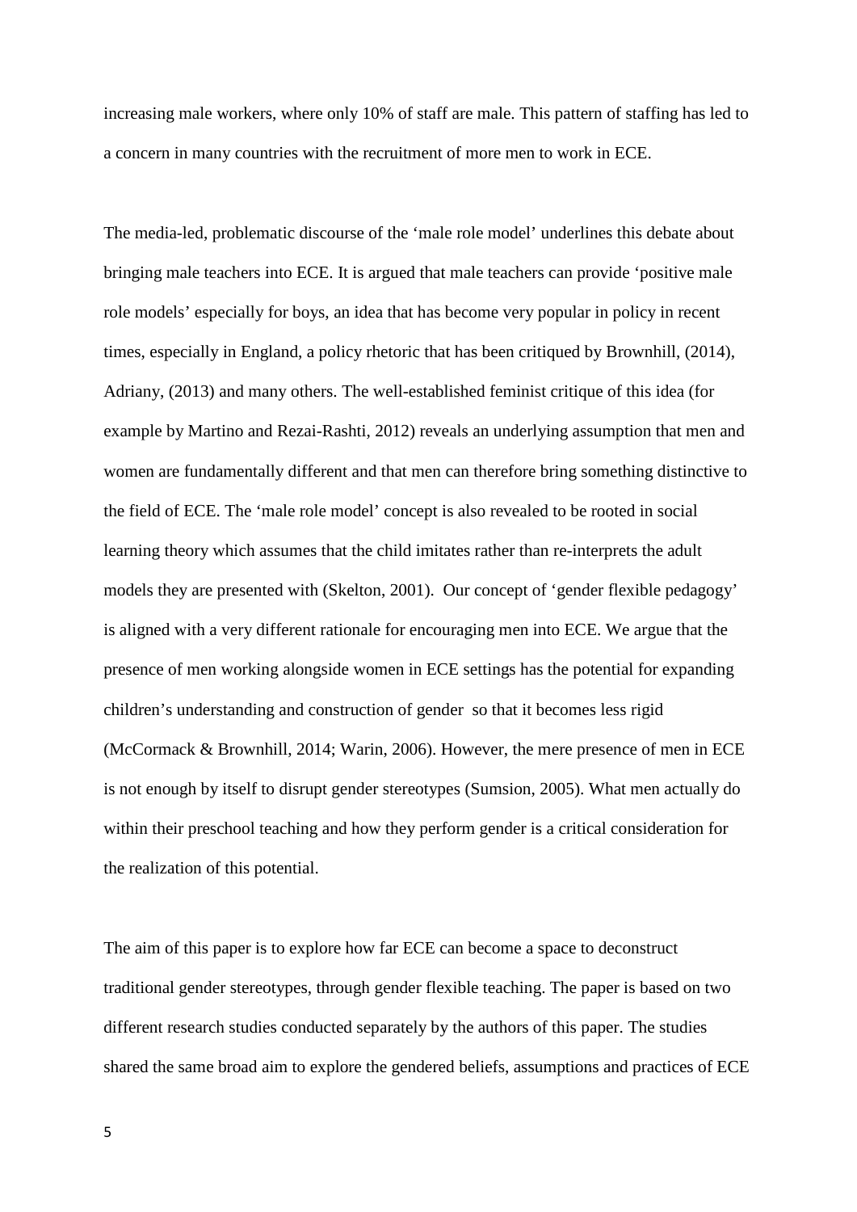increasing male workers, where only 10% of staff are male. This pattern of staffing has led to a concern in many countries with the recruitment of more men to work in ECE.

The media-led, problematic discourse of the 'male role model' underlines this debate about bringing male teachers into ECE. It is argued that male teachers can provide 'positive male role models' especially for boys, an idea that has become very popular in policy in recent times, especially in England, a policy rhetoric that has been critiqued by Brownhill, (2014), Adriany, (2013) and many others. The well-established feminist critique of this idea (for example by Martino and Rezai-Rashti, 2012) reveals an underlying assumption that men and women are fundamentally different and that men can therefore bring something distinctive to the field of ECE. The 'male role model' concept is also revealed to be rooted in social learning theory which assumes that the child imitates rather than re-interprets the adult models they are presented with (Skelton, 2001). Our concept of 'gender flexible pedagogy' is aligned with a very different rationale for encouraging men into ECE. We argue that the presence of men working alongside women in ECE settings has the potential for expanding children's understanding and construction of gender so that it becomes less rigid (McCormack & Brownhill, 2014; Warin, 2006). However, the mere presence of men in ECE is not enough by itself to disrupt gender stereotypes (Sumsion, 2005). What men actually do within their preschool teaching and how they perform gender is a critical consideration for the realization of this potential.

The aim of this paper is to explore how far ECE can become a space to deconstruct traditional gender stereotypes, through gender flexible teaching. The paper is based on two different research studies conducted separately by the authors of this paper. The studies shared the same broad aim to explore the gendered beliefs, assumptions and practices of ECE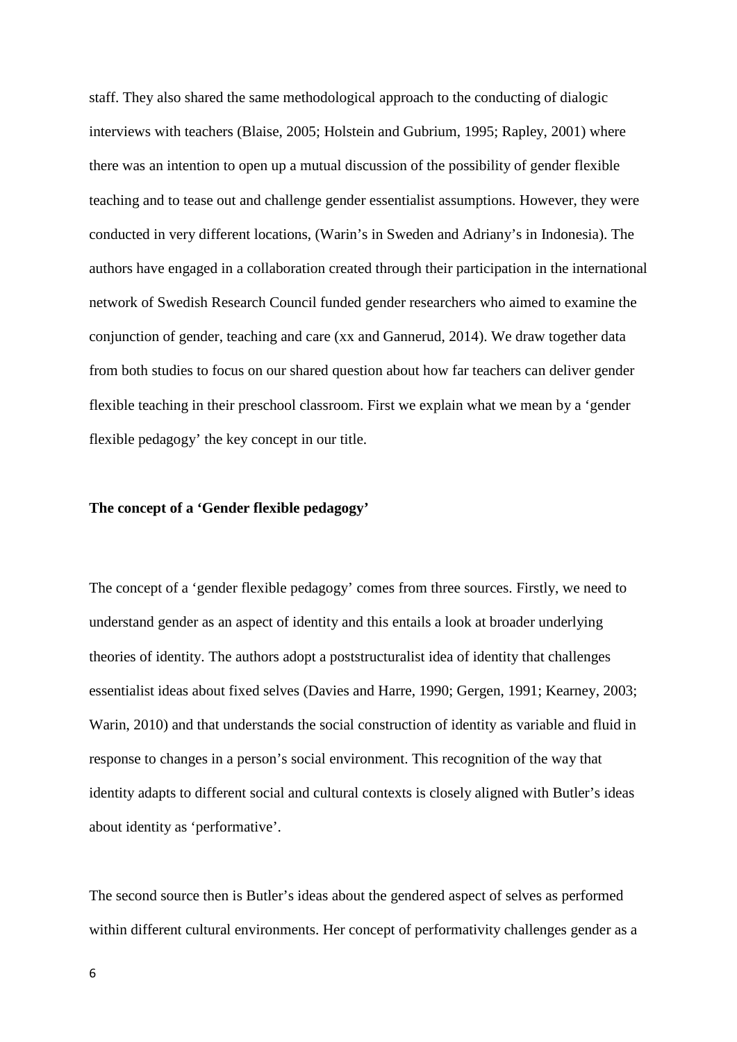staff. They also shared the same methodological approach to the conducting of dialogic interviews with teachers (Blaise, 2005; Holstein and Gubrium, 1995; Rapley, 2001) where there was an intention to open up a mutual discussion of the possibility of gender flexible teaching and to tease out and challenge gender essentialist assumptions. However, they were conducted in very different locations, (Warin's in Sweden and Adriany's in Indonesia). The authors have engaged in a collaboration created through their participation in the international network of Swedish Research Council funded gender researchers who aimed to examine the conjunction of gender, teaching and care (xx and Gannerud, 2014). We draw together data from both studies to focus on our shared question about how far teachers can deliver gender flexible teaching in their preschool classroom. First we explain what we mean by a 'gender flexible pedagogy' the key concept in our title.

**The concept of a 'Gender flexible pedagogy'**

The concept of a 'gender flexible pedagogy' comes from three sources. Firstly, we need to understand gender as an aspect of identity and this entails a look at broader underlying theories of identity. The authors adopt a poststructuralist idea of identity that challenges essentialist ideas about fixed selves (Davies and Harre, 1990; Gergen, 1991; Kearney, 2003; Warin, 2010) and that understands the social construction of identity as variable and fluid in response to changes in a person's social environment. This recognition of the way that identity adapts to different social and cultural contexts is closely aligned with Butler's ideas about identity as 'performative'.

The second source then is Butler's ideas about the gendered aspect of selves as performed within different cultural environments. Her concept of performativity challenges gender as a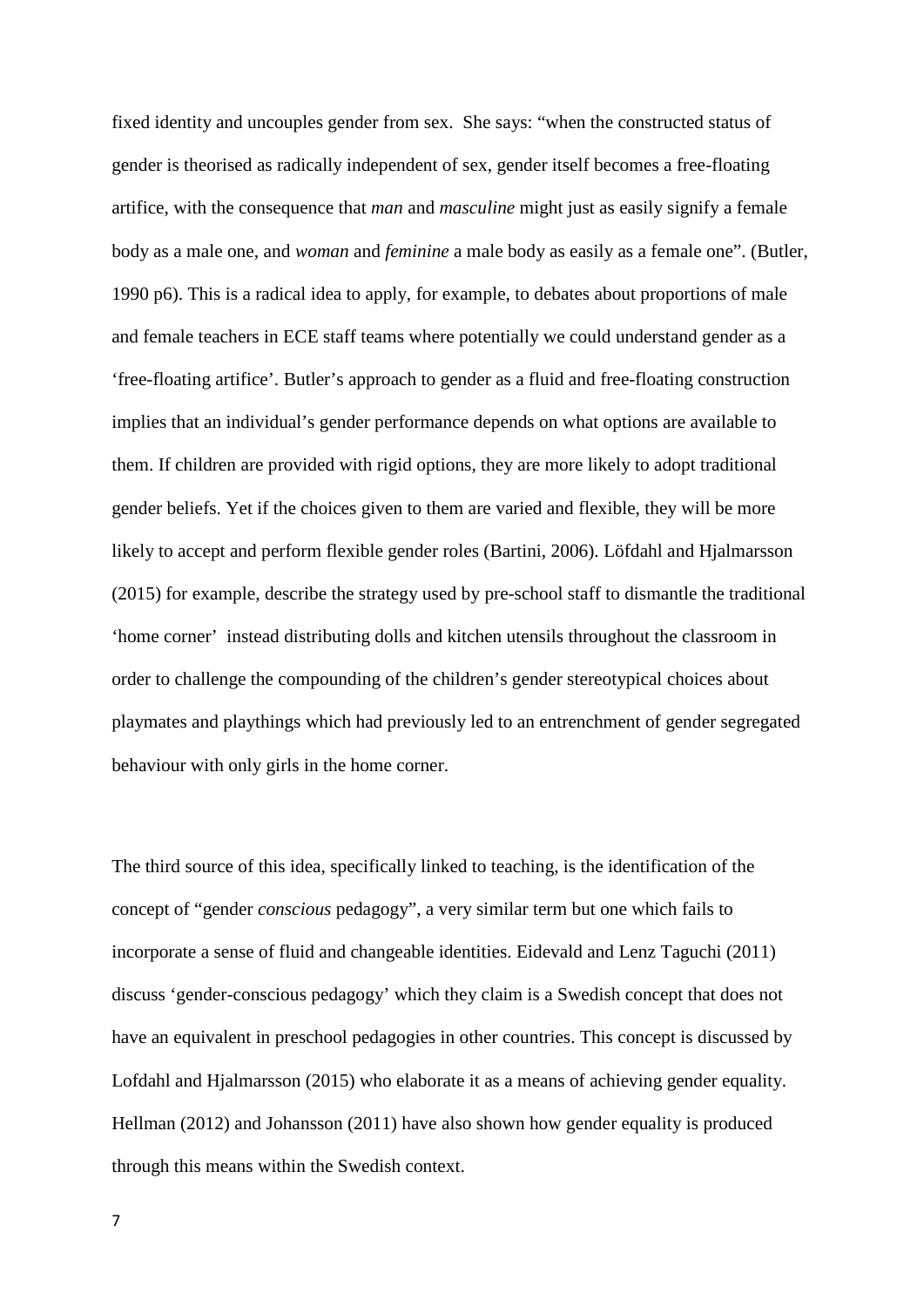fixed identity and uncouples gender from sex. She says: "when the constructed status of gender is theorised as radically independent of sex, gender itself becomes a free-floating artifice, with the consequence that *man* and *masculine* might just as easily signify a female body as a male one, and *woman* and *feminine* a male body as easily as a female one". (Butler, 1990 p6). This is a radical idea to apply, for example, to debates about proportions of male and female teachers in ECE staff teams where potentially we could understand gender as a 'free-floating artifice'. Butler's approach to gender as a fluid and free-floating construction implies that an individual's gender performance depends on what options are available to them. If children are provided with rigid options, they are more likely to adopt traditional gender beliefs. Yet if the choices given to them are varied and flexible, they will be more likely to accept and perform flexible gender roles (Bartini, 2006). Löfdahl and Hjalmarsson (2015) for example, describe the strategy used by pre-school staff to dismantle the traditional 'home corner' instead distributing dolls and kitchen utensils throughout the classroom in order to challenge the compounding of the children's gender stereotypical choices about playmates and playthings which had previously led to an entrenchment of gender segregated behaviour with only girls in the home corner.

The third source of this idea, specifically linked to teaching, is the identification of the concept of "gender *conscious* pedagogy", a very similar term but one which fails to incorporate a sense of fluid and changeable identities. Eidevald and Lenz Taguchi (2011) discuss 'gender-conscious pedagogy' which they claim is a Swedish concept that does not have an equivalent in preschool pedagogies in other countries. This concept is discussed by Lofdahl and Hjalmarsson (2015) who elaborate it as a means of achieving gender equality. Hellman (2012) and Johansson (2011) have also shown how gender equality is produced through this means within the Swedish context.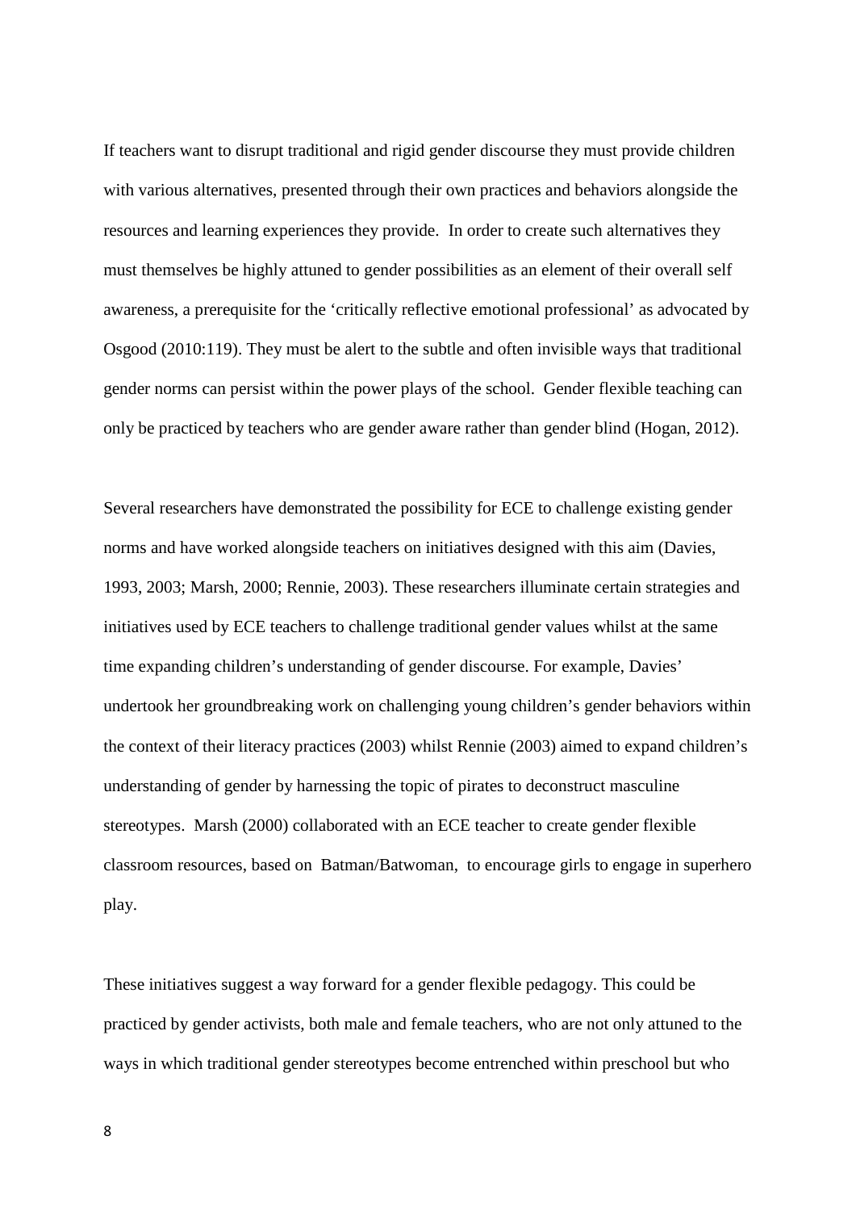If teachers want to disrupt traditional and rigid gender discourse they must provide children with various alternatives, presented through their own practices and behaviors alongside the resources and learning experiences they provide. In order to create such alternatives they must themselves be highly attuned to gender possibilities as an element of their overall self awareness, a prerequisite for the 'critically reflective emotional professional' as advocated by Osgood (2010:119). They must be alert to the subtle and often invisible ways that traditional gender norms can persist within the power plays of the school. Gender flexible teaching can only be practiced by teachers who are gender aware rather than gender blind (Hogan, 2012).

Several researchers have demonstrated the possibility for ECE to challenge existing gender norms and have worked alongside teachers on initiatives designed with this aim (Davies, 1993, 2003; Marsh, 2000; Rennie, 2003). These researchers illuminate certain strategies and initiatives used by ECE teachers to challenge traditional gender values whilst at the same time expanding children's understanding of gender discourse. For example, Davies' undertook her groundbreaking work on challenging young children's gender behaviors within the context of their literacy practices (2003) whilst Rennie (2003) aimed to expand children's understanding of gender by harnessing the topic of pirates to deconstruct masculine stereotypes. Marsh (2000) collaborated with an ECE teacher to create gender flexible classroom resources, based on Batman/Batwoman, to encourage girls to engage in superhero play.

These initiatives suggest a way forward for a gender flexible pedagogy. This could be practiced by gender activists, both male and female teachers, who are not only attuned to the ways in which traditional gender stereotypes become entrenched within preschool but who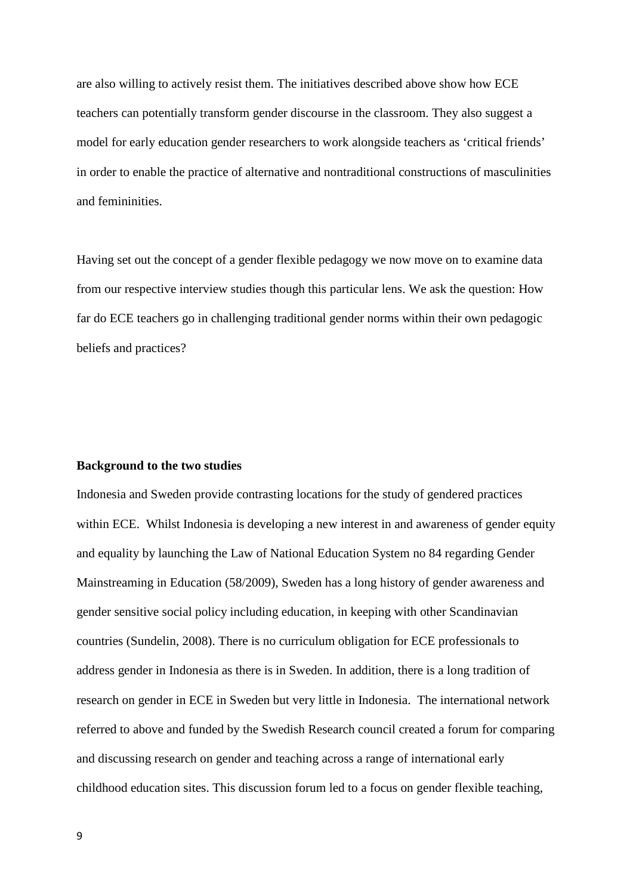are also willing to actively resist them. The initiatives described above show how ECE teachers can potentially transform gender discourse in the classroom. They also suggest a model for early education gender researchers to work alongside teachers as 'critical friends' in order to enable the practice of alternative and nontraditional constructions of masculinities and femininities.

Having set out the concept of a gender flexible pedagogy we now move on to examine data from our respective interview studies though this particular lens. We ask the question: How far do ECE teachers go in challenging traditional gender norms within their own pedagogic beliefs and practices?

**Background to the two studies**

Indonesia and Sweden provide contrasting locations for the study of gendered practices within ECE. Whilst Indonesia is developing a new interest in and awareness of gender equity and equality by launching the Law of National Education System no 84 regarding Gender Mainstreaming in Education (58/2009), Sweden has a long history of gender awareness and gender sensitive social policy including education, in keeping with other Scandinavian countries (Sundelin, 2008). There is no curriculum obligation for ECE professionals to address gender in Indonesia as there is in Sweden. In addition, there is a long tradition of research on gender in ECE in Sweden but very little in Indonesia. The international network referred to above and funded by the Swedish Research council created a forum for comparing and discussing research on gender and teaching across a range of international early childhood education sites. This discussion forum led to a focus on gender flexible teaching,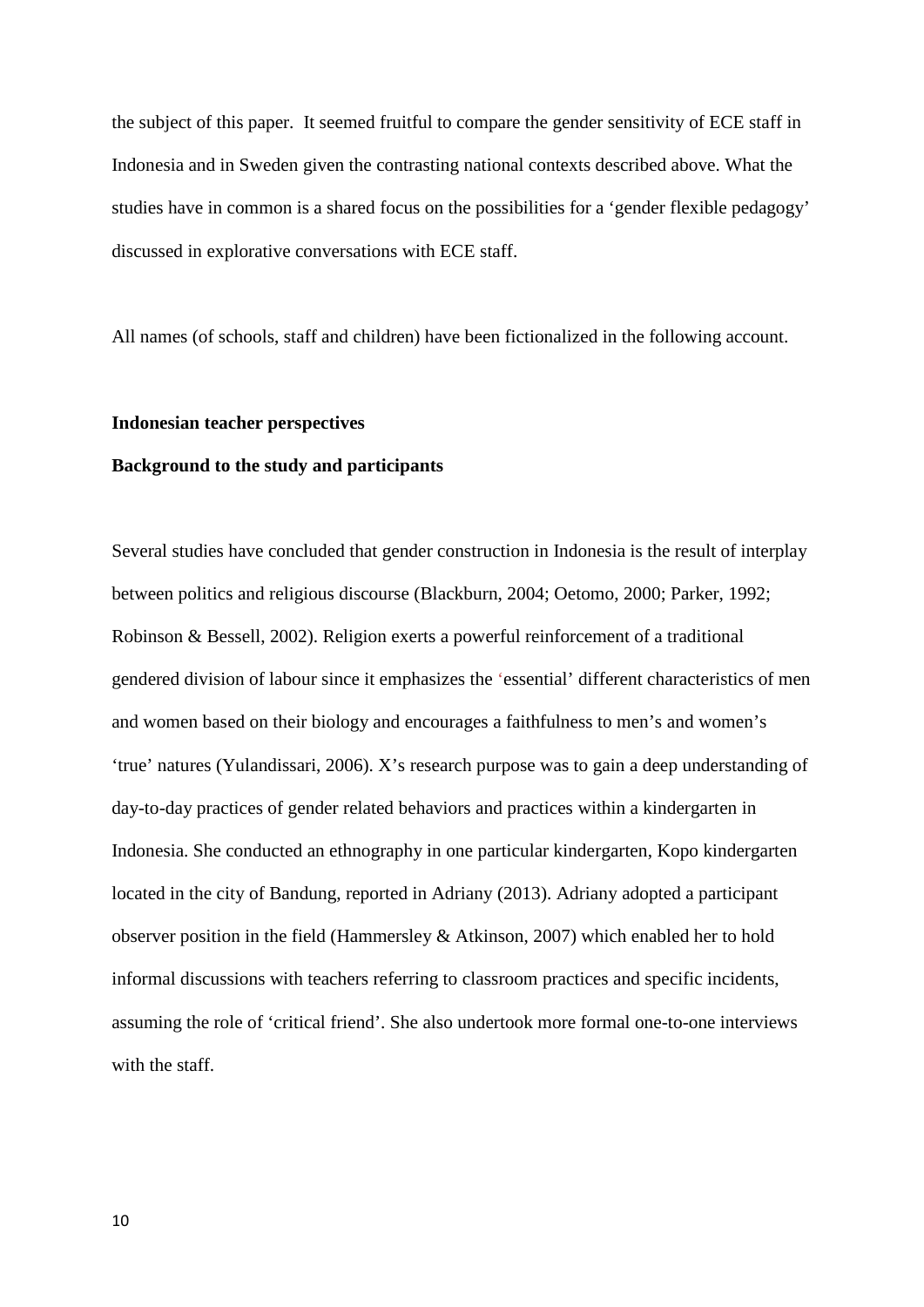the subject of this paper. It seemed fruitful to compare the gender sensitivity of ECE staff in Indonesia and in Sweden given the contrasting national contexts described above. What the studies have in common is a shared focus on the possibilities for a 'gender flexible pedagogy' discussed in explorative conversations with ECE staff.

All names (of schools, staff and children) have been fictionalized in the following account.

**Indonesian teacher perspectives**

**Background to the study and participants**

Several studies have concluded that gender construction in Indonesia is the result of interplay between politics and religious discourse (Blackburn, 2004; Oetomo, 2000; Parker, 1992; Robinson & Bessell, 2002). Religion exerts a powerful reinforcement of a traditional gendered division of labour since it emphasizes the 'essential' different characteristics of men and women based on their biology and encourages a faithfulness to men's and women's 'true' natures (Yulandissari, 2006). X's research purpose was to gain a deep understanding of day-to-day practices of gender related behaviors and practices within a kindergarten in Indonesia. She conducted an ethnography in one particular kindergarten, Kopo kindergarten located in the city of Bandung, reported in Adriany (2013). Adriany adopted a participant observer position in the field (Hammersley & Atkinson, 2007) which enabled her to hold informal discussions with teachers referring to classroom practices and specific incidents, assuming the role of 'critical friend'. She also undertook more formal one-to-one interviews with the staff.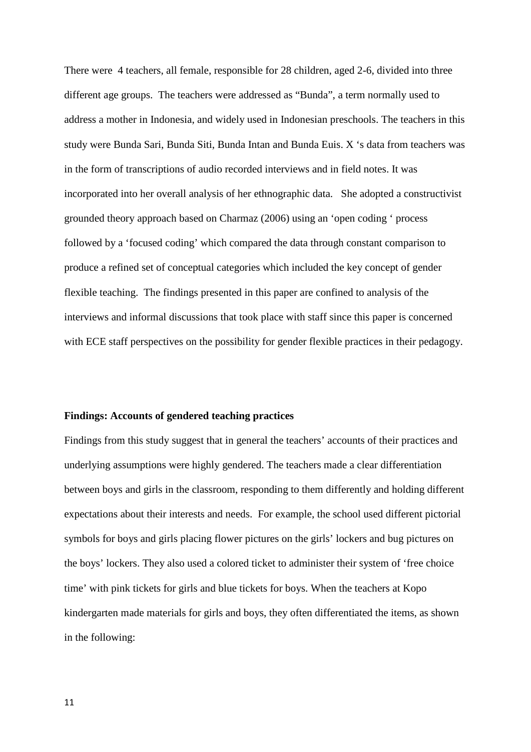There were  4 teachers, all female, responsible for 28 children, aged 2-6, divided into three different age groups.  The teachers were addressed as "Bunda", a term normally used to address a mother in Indonesia, and widely used in Indonesian preschools. The teachers in this study were Bunda Sari, Bunda Siti, Bunda Intan and Bunda Euis. X 's data from teachers was in the form of transcriptions of audio recorded interviews and in field notes. It was incorporated into her overall analysis of her ethnographic data.   She adopted a constructivist grounded theory approach based on Charmaz (2006) using an 'open coding ' process followed by a 'focused coding' which compared the data through constant comparison to produce a refined set of conceptual categories which included the key concept of gender flexible teaching.  The findings presented in this paper are confined to analysis of the interviews and informal discussions that took place with staff since this paper is concerned with ECE staff perspectives on the possibility for gender flexible practices in their pedagogy.

**Findings: Accounts of gendered teaching practices**

Findings from this study suggest that in general the teachers' accounts of their practices and underlying assumptions were highly gendered. The teachers made a clear differentiation between boys and girls in the classroom, responding to them differently and holding different expectations about their interests and needs.  For example, the school used different pictorial symbols for boys and girls placing flower pictures on the girls' lockers and bug pictures on the boys' lockers. They also used a colored ticket to administer their system of 'free choice time' with pink tickets for girls and blue tickets for boys. When the teachers at Kopo kindergarten made materials for girls and boys, they often differentiated the items, as shown in the following: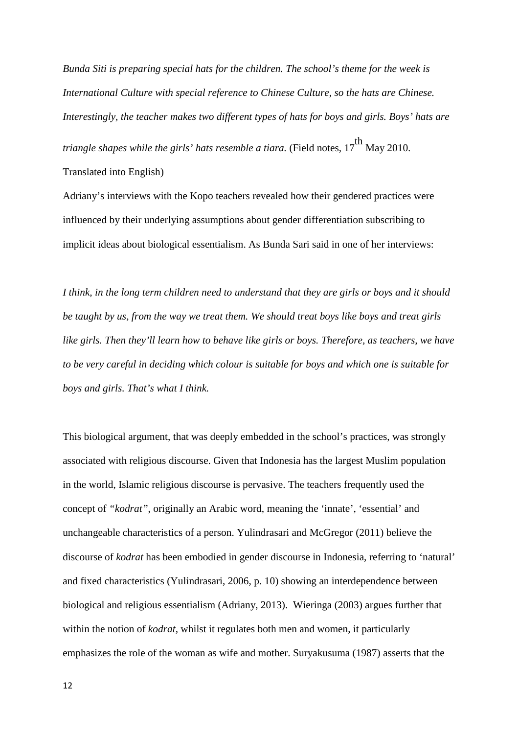*Bunda Siti is preparing special hats for the children. The school's theme for the week is International Culture with special reference to Chinese Culture, so the hats are Chinese. Interestingly, the teacher makes two different types of hats for boys and girls. Boys' hats are triangle shapes while the girls' hats resemble a tiara.* (Field notes, 17th May 2010. Translated into English)

Adriany's interviews with the Kopo teachers revealed how their gendered practices were influenced by their underlying assumptions about gender differentiation subscribing to implicit ideas about biological essentialism. As Bunda Sari said in one of her interviews:

*I think, in the long term children need to understand that they are girls or boys and it should be taught by us, from the way we treat them. We should treat boys like boys and treat girls like girls. Then they'll learn how to behave like girls or boys. Therefore, as teachers, we have to be very careful in deciding which colour is suitable for boys and which one is suitable for boys and girls. That's what I think.*

This biological argument, that was deeply embedded in the school's practices, was strongly associated with religious discourse. Given that Indonesia has the largest Muslim population in the world, Islamic religious discourse is pervasive. The teachers frequently used the concept of *"kodrat"*, originally an Arabic word, meaning the 'innate', 'essential' and unchangeable characteristics of a person. Yulindrasari and McGregor (2011) believe the discourse of *kodrat* has been embodied in gender discourse in Indonesia, referring to 'natural' and fixed characteristics (Yulindrasari, 2006, p. 10) showing an interdependence between biological and religious essentialism (Adriany, 2013). Wieringa (2003) argues further that within the notion of *kodrat*, whilst it regulates both men and women, it particularly emphasizes the role of the woman as wife and mother. Suryakusuma (1987) asserts that the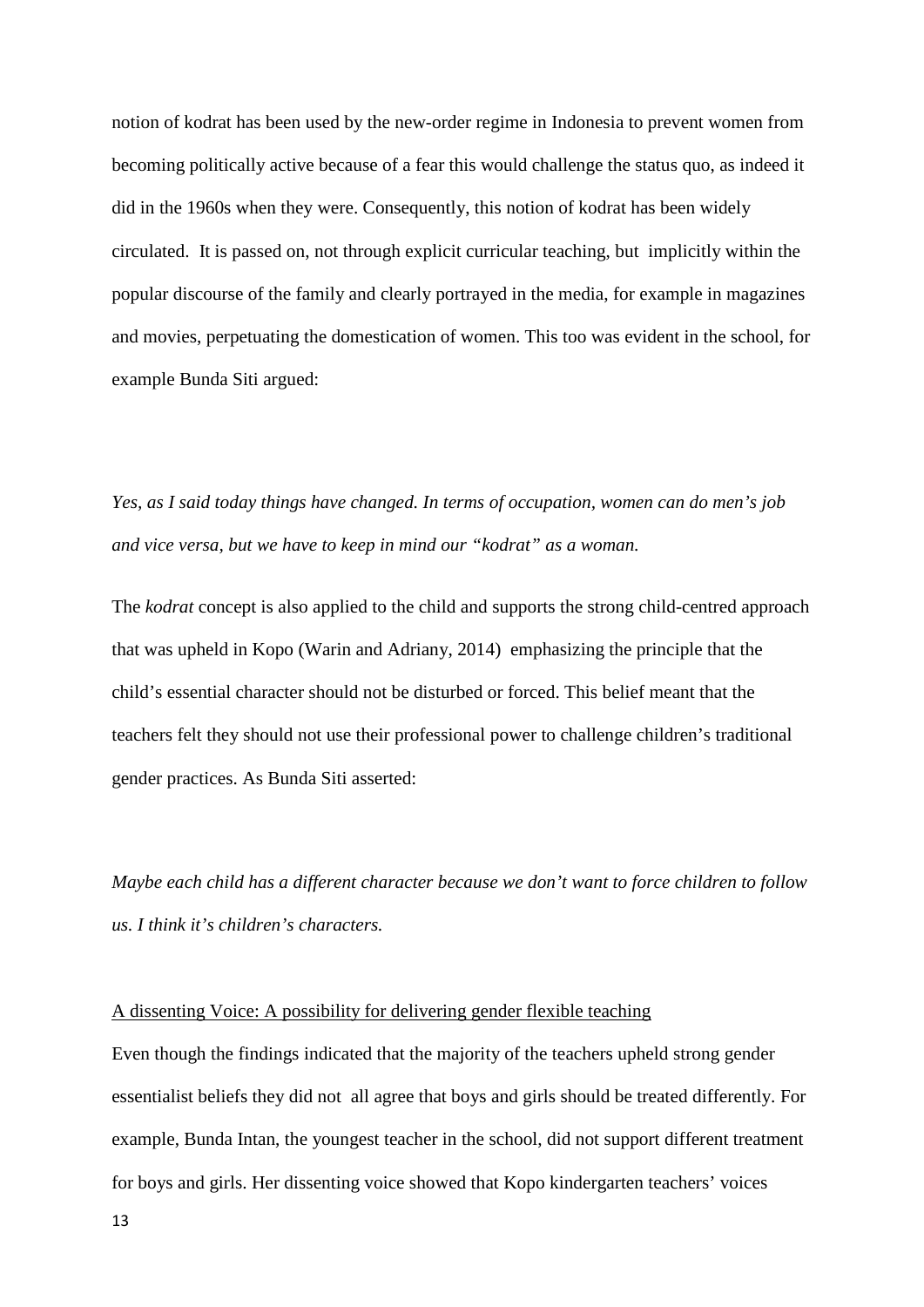notion of kodrat has been used by the new-order regime in Indonesia to prevent women from becoming politically active because of a fear this would challenge the status quo, as indeed it did in the 1960s when they were. Consequently, this notion of kodrat has been widely circulated. It is passed on, not through explicit curricular teaching, but implicitly within the popular discourse of the family and clearly portrayed in the media, for example in magazines and movies, perpetuating the domestication of women. This too was evident in the school, for example Bunda Siti argued:

*Yes, as I said today things have changed. In terms of occupation, women can do men's job and vice versa, but we have to keep in mind our "kodrat" as a woman.*

The *kodrat* concept is also applied to the child and supports the strong child-centred approach that was upheld in Kopo (Warin and Adriany, 2014) emphasizing the principle that the child's essential character should not be disturbed or forced. This belief meant that the teachers felt they should not use their professional power to challenge children's traditional gender practices. As Bunda Siti asserted:

*Maybe each child has a different character because we don't want to force children to follow us. I think it's children's characters.*

<u>A dissenting Voice: A possibility for delivering gender flexible teaching</u>

Even though the findings indicated that the majority of the teachers upheld strong gender essentialist beliefs they did not all agree that boys and girls should be treated differently. For example, Bunda Intan, the youngest teacher in the school, did not support different treatment for boys and girls. Her dissenting voice showed that Kopo kindergarten teachers' voices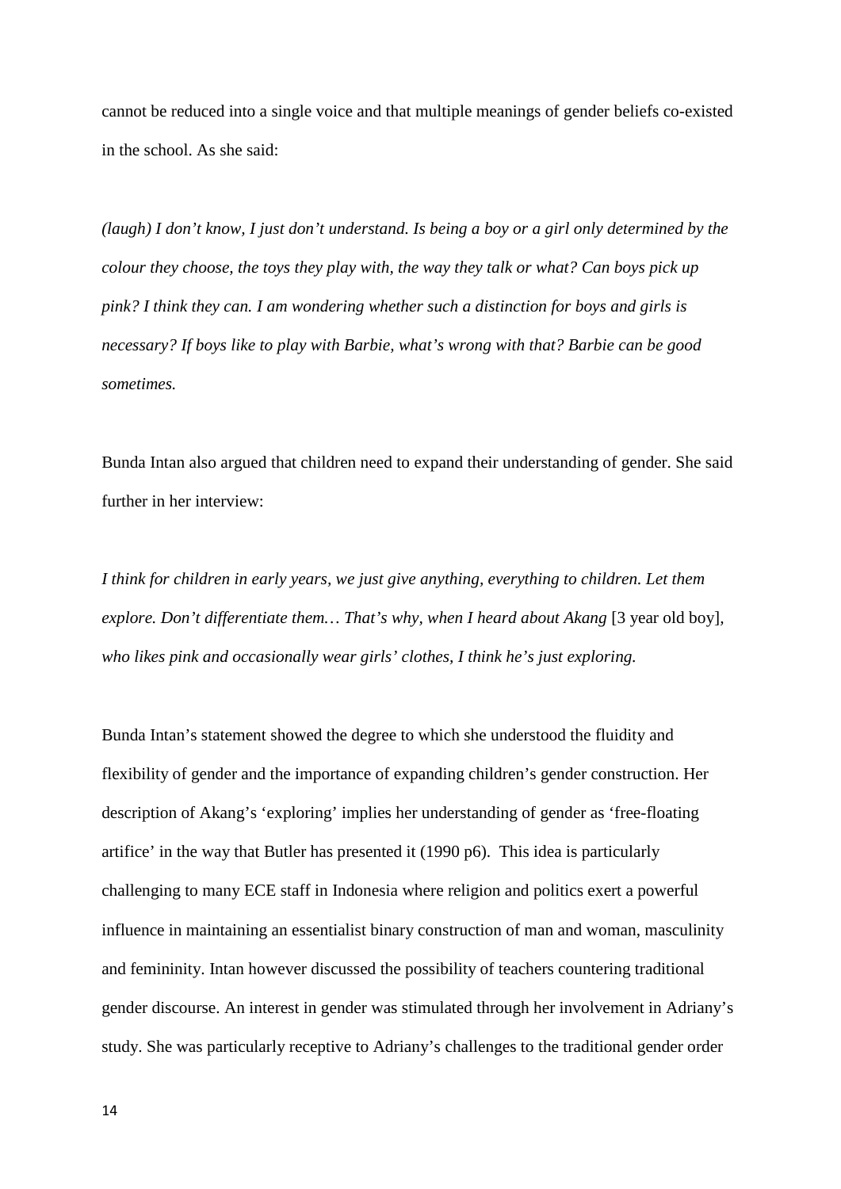cannot be reduced into a single voice and that multiple meanings of gender beliefs co-existed in the school. As she said:

*(laugh) I don't know, I just don't understand. Is being a boy or a girl only determined by the colour they choose, the toys they play with, the way they talk or what? Can boys pick up pink? I think they can. I am wondering whether such a distinction for boys and girls is necessary? If boys like to play with Barbie, what's wrong with that? Barbie can be good sometimes.*

Bunda Intan also argued that children need to expand their understanding of gender. She said further in her interview:

*I think for children in early years, we just give anything, everything to children. Let them explore. Don't differentiate them… That's why, when I heard about Akang* [3 year old boy], *who likes pink and occasionally wear girls' clothes, I think he's just exploring.*

Bunda Intan's statement showed the degree to which she understood the fluidity and flexibility of gender and the importance of expanding children's gender construction. Her description of Akang's 'exploring' implies her understanding of gender as 'free-floating artifice' in the way that Butler has presented it (1990 p6). This idea is particularly challenging to many ECE staff in Indonesia where religion and politics exert a powerful influence in maintaining an essentialist binary construction of man and woman, masculinity and femininity. Intan however discussed the possibility of teachers countering traditional gender discourse. An interest in gender was stimulated through her involvement in Adriany's study. She was particularly receptive to Adriany's challenges to the traditional gender order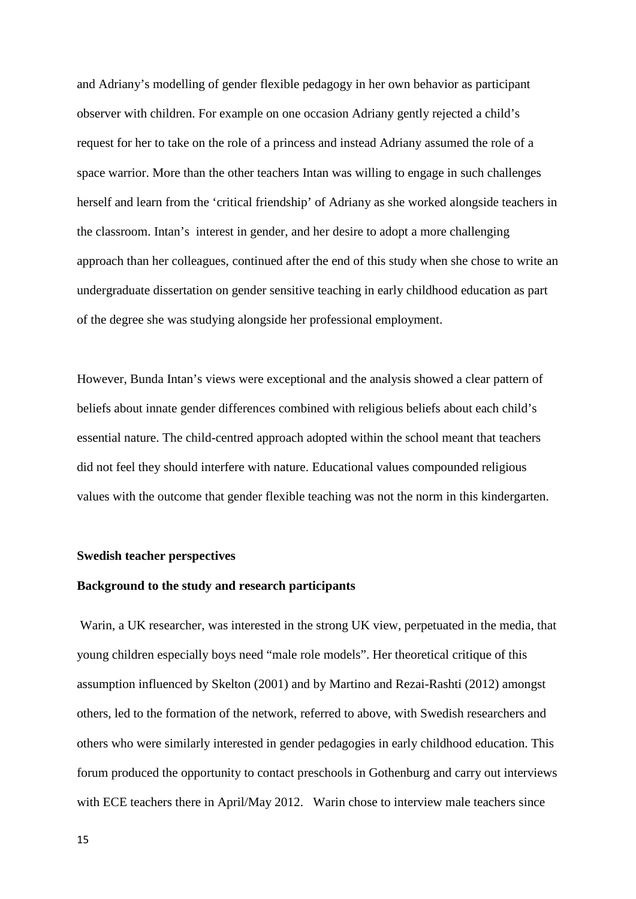and Adriany's modelling of gender flexible pedagogy in her own behavior as participant observer with children. For example on one occasion Adriany gently rejected a child's request for her to take on the role of a princess and instead Adriany assumed the role of a space warrior. More than the other teachers Intan was willing to engage in such challenges herself and learn from the 'critical friendship' of Adriany as she worked alongside teachers in the classroom. Intan's interest in gender, and her desire to adopt a more challenging approach than her colleagues, continued after the end of this study when she chose to write an undergraduate dissertation on gender sensitive teaching in early childhood education as part of the degree she was studying alongside her professional employment.

However, Bunda Intan's views were exceptional and the analysis showed a clear pattern of beliefs about innate gender differences combined with religious beliefs about each child's essential nature. The child-centred approach adopted within the school meant that teachers did not feel they should interfere with nature. Educational values compounded religious values with the outcome that gender flexible teaching was not the norm in this kindergarten.

**Swedish teacher perspectives**

**Background to the study and research participants**

Warin, a UK researcher, was interested in the strong UK view, perpetuated in the media, that young children especially boys need "male role models". Her theoretical critique of this assumption influenced by Skelton (2001) and by Martino and Rezai-Rashti (2012) amongst others, led to the formation of the network, referred to above, with Swedish researchers and others who were similarly interested in gender pedagogies in early childhood education. This forum produced the opportunity to contact preschools in Gothenburg and carry out interviews with ECE teachers there in April/May 2012. Warin chose to interview male teachers since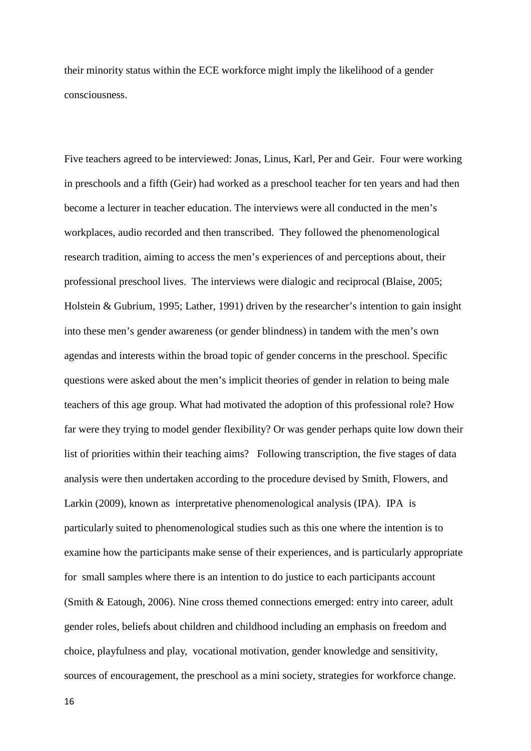their minority status within the ECE workforce might imply the likelihood of a gender consciousness.

Five teachers agreed to be interviewed: Jonas, Linus, Karl, Per and Geir. Four were working in preschools and a fifth (Geir) had worked as a preschool teacher for ten years and had then become a lecturer in teacher education. The interviews were all conducted in the men's workplaces, audio recorded and then transcribed. They followed the phenomenological research tradition, aiming to access the men's experiences of and perceptions about, their professional preschool lives. The interviews were dialogic and reciprocal (Blaise, 2005; Holstein & Gubrium, 1995; Lather, 1991) driven by the researcher's intention to gain insight into these men's gender awareness (or gender blindness) in tandem with the men's own agendas and interests within the broad topic of gender concerns in the preschool. Specific questions were asked about the men's implicit theories of gender in relation to being male teachers of this age group. What had motivated the adoption of this professional role? How far were they trying to model gender flexibility? Or was gender perhaps quite low down their list of priorities within their teaching aims? Following transcription, the five stages of data analysis were then undertaken according to the procedure devised by Smith, Flowers, and Larkin (2009), known as interpretative phenomenological analysis (IPA). IPA is particularly suited to phenomenological studies such as this one where the intention is to examine how the participants make sense of their experiences, and is particularly appropriate for small samples where there is an intention to do justice to each participants account (Smith & Eatough, 2006). Nine cross themed connections emerged: entry into career, adult gender roles, beliefs about children and childhood including an emphasis on freedom and choice, playfulness and play, vocational motivation, gender knowledge and sensitivity, sources of encouragement, the preschool as a mini society, strategies for workforce change.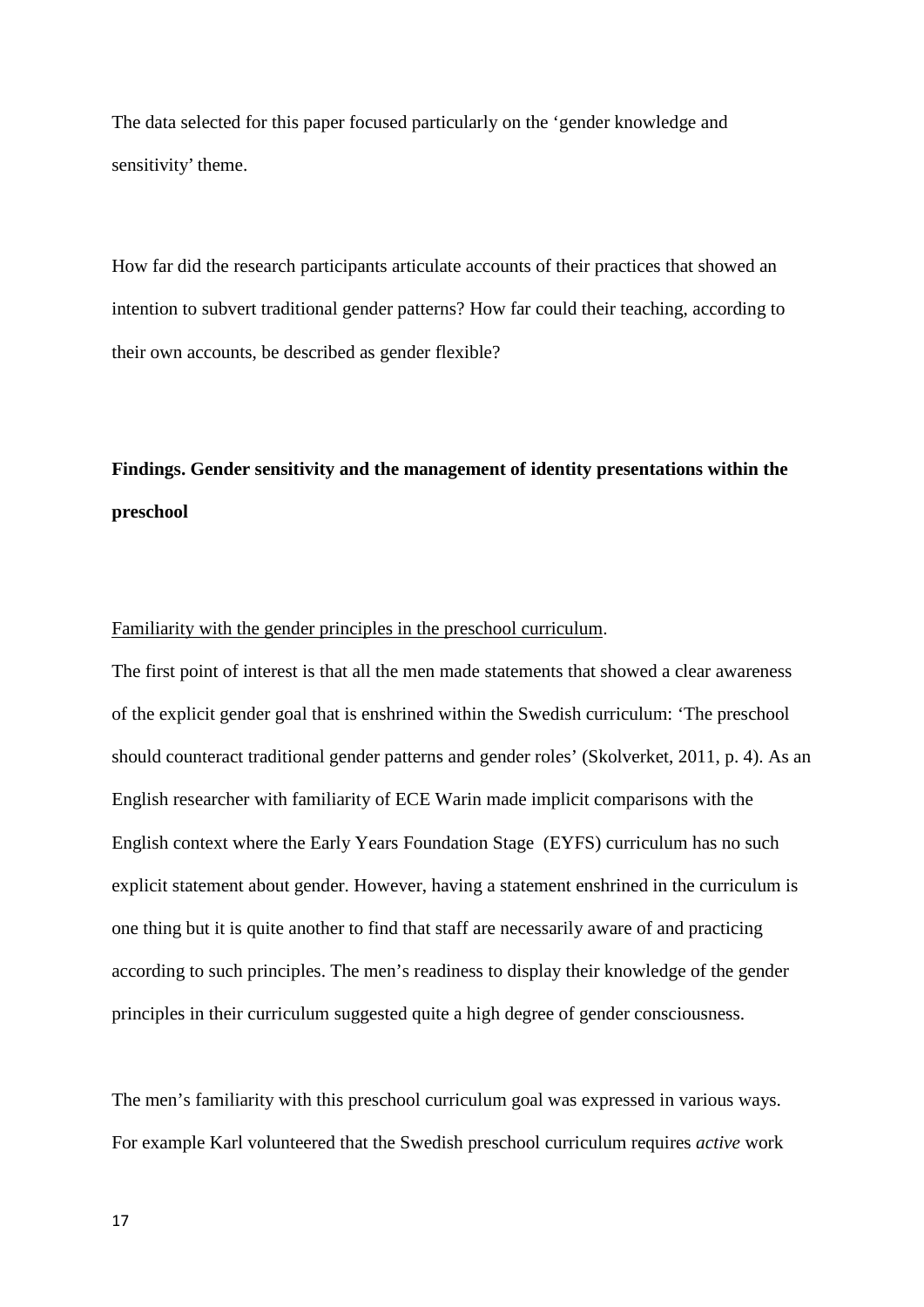The data selected for this paper focused particularly on the 'gender knowledge and sensitivity' theme.

How far did the research participants articulate accounts of their practices that showed an intention to subvert traditional gender patterns? How far could their teaching, according to their own accounts, be described as gender flexible?

## Findings. Gender sensitivity and the management of identity presentations within the preschool

Familiarity with the gender principles in the preschool curriculum.

The first point of interest is that all the men made statements that showed a clear awareness of the explicit gender goal that is enshrined within the Swedish curriculum: 'The preschool should counteract traditional gender patterns and gender roles' (Skolverket, 2011, p. 4). As an English researcher with familiarity of ECE Warin made implicit comparisons with the English context where the Early Years Foundation Stage (EYFS) curriculum has no such explicit statement about gender. However, having a statement enshrined in the curriculum is one thing but it is quite another to find that staff are necessarily aware of and practicing according to such principles. The men's readiness to display their knowledge of the gender principles in their curriculum suggested quite a high degree of gender consciousness.

The men's familiarity with this preschool curriculum goal was expressed in various ways. For example Karl volunteered that the Swedish preschool curriculum requires *active* work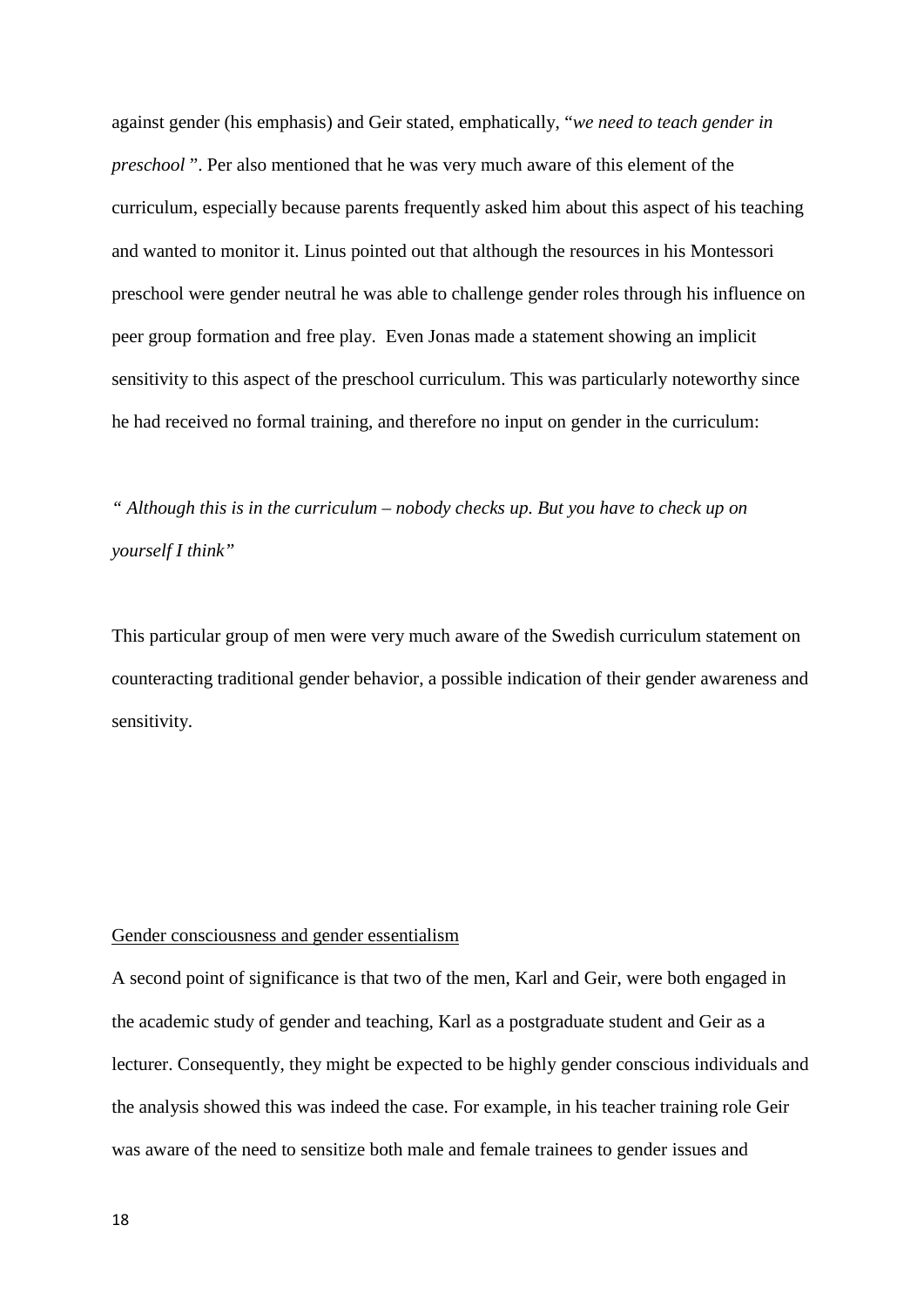against gender (his emphasis) and Geir stated, emphatically, "*we need to teach gender in preschool* ". Per also mentioned that he was very much aware of this element of the curriculum, especially because parents frequently asked him about this aspect of his teaching and wanted to monitor it. Linus pointed out that although the resources in his Montessori preschool were gender neutral he was able to challenge gender roles through his influence on peer group formation and free play. Even Jonas made a statement showing an implicit sensitivity to this aspect of the preschool curriculum. This was particularly noteworthy since he had received no formal training, and therefore no input on gender in the curriculum:

*" Although this is in the curriculum – nobody checks up. But you have to check up on yourself I think"*

This particular group of men were very much aware of the Swedish curriculum statement on counteracting traditional gender behavior, a possible indication of their gender awareness and sensitivity.

## Gender consciousness and gender essentialism

A second point of significance is that two of the men, Karl and Geir, were both engaged in the academic study of gender and teaching, Karl as a postgraduate student and Geir as a lecturer. Consequently, they might be expected to be highly gender conscious individuals and the analysis showed this was indeed the case. For example, in his teacher training role Geir was aware of the need to sensitize both male and female trainees to gender issues and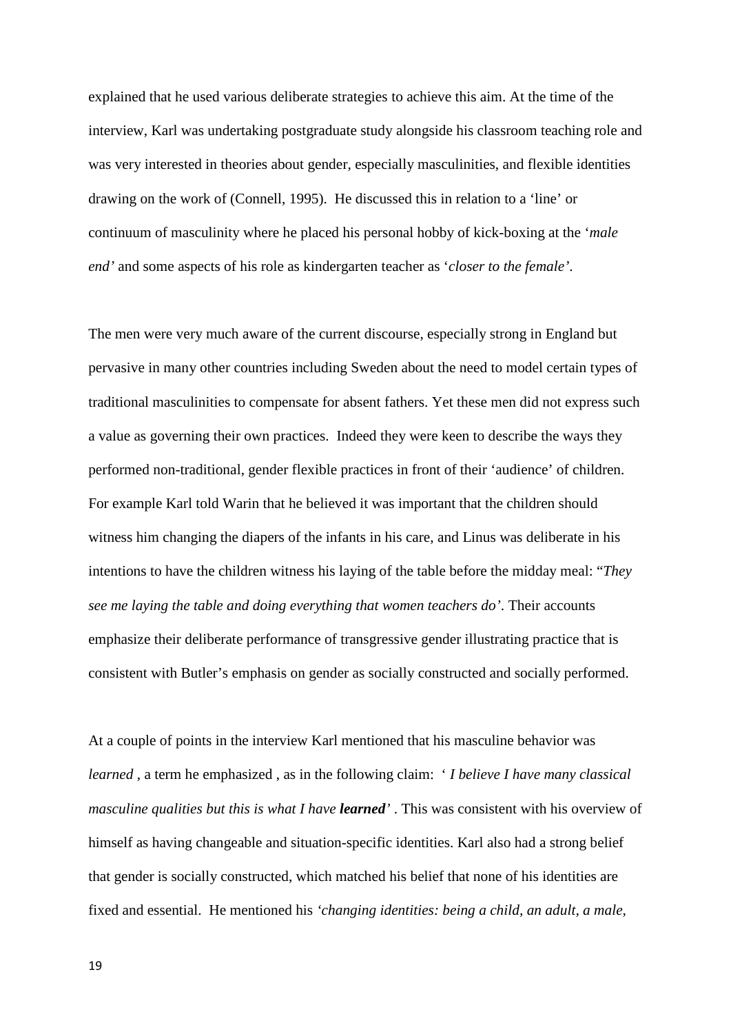explained that he used various deliberate strategies to achieve this aim. At the time of the interview, Karl was undertaking postgraduate study alongside his classroom teaching role and was very interested in theories about gender, especially masculinities, and flexible identities drawing on the work of (Connell, 1995). He discussed this in relation to a 'line' or continuum of masculinity where he placed his personal hobby of kick-boxing at the '*male end'* and some aspects of his role as kindergarten teacher as '*closer to the female'*.

The men were very much aware of the current discourse, especially strong in England but pervasive in many other countries including Sweden about the need to model certain types of traditional masculinities to compensate for absent fathers. Yet these men did not express such a value as governing their own practices. Indeed they were keen to describe the ways they performed non-traditional, gender flexible practices in front of their 'audience' of children. For example Karl told Warin that he believed it was important that the children should witness him changing the diapers of the infants in his care, and Linus was deliberate in his intentions to have the children witness his laying of the table before the midday meal: "*They see me laying the table and doing everything that women teachers do'*. Their accounts emphasize their deliberate performance of transgressive gender illustrating practice that is consistent with Butler's emphasis on gender as socially constructed and socially performed.

At a couple of points in the interview Karl mentioned that his masculine behavior was *learned* , a term he emphasized , as in the following claim: ' *I believe I have many classical masculine qualities but this is what I have **learned**'* . This was consistent with his overview of himself as having changeable and situation-specific identities. Karl also had a strong belief that gender is socially constructed, which matched his belief that none of his identities are fixed and essential. He mentioned his *'changing identities: being a child, an adult, a male,*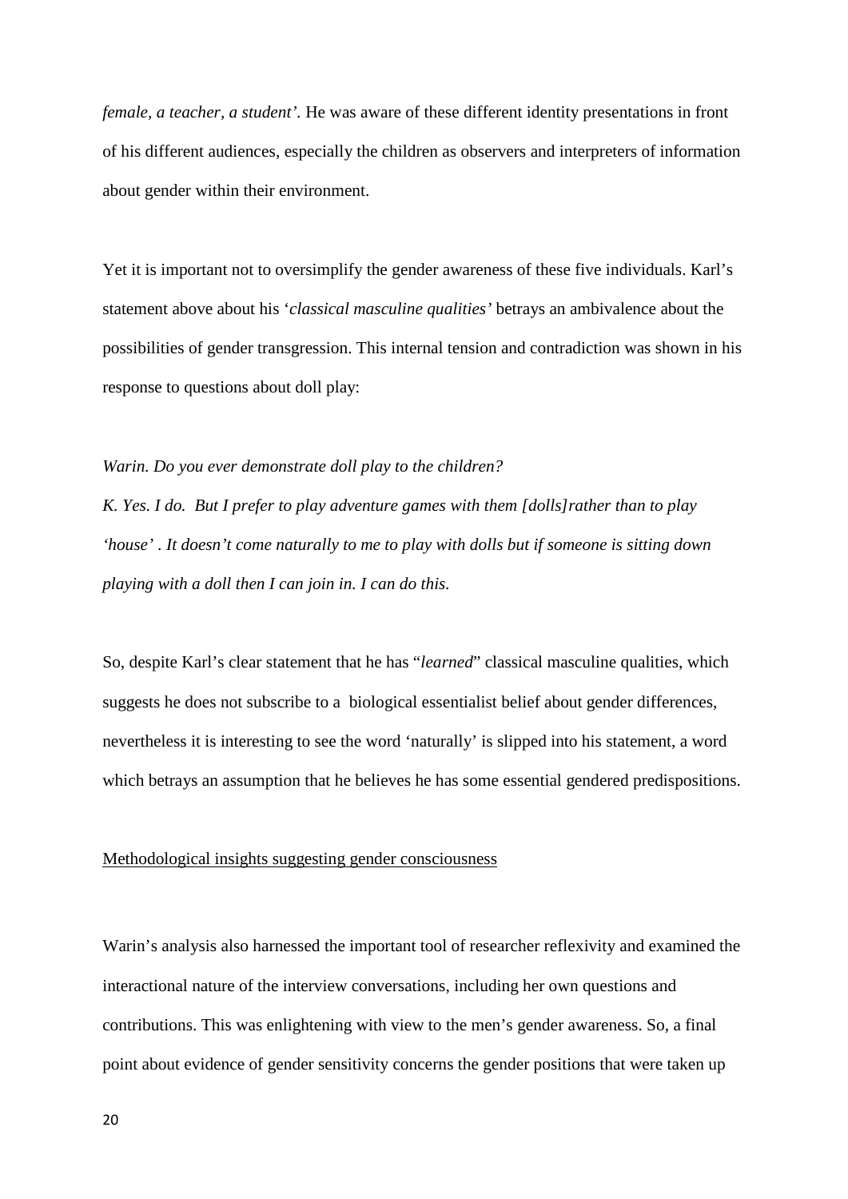*female, a teacher, a student'.* He was aware of these different identity presentations in front of his different audiences, especially the children as observers and interpreters of information about gender within their environment.

Yet it is important not to oversimplify the gender awareness of these five individuals. Karl's statement above about his '*classical masculine qualities'* betrays an ambivalence about the possibilities of gender transgression. This internal tension and contradiction was shown in his response to questions about doll play:

*Warin. Do you ever demonstrate doll play to the children?*

*K. Yes. I do. But I prefer to play adventure games with them [dolls]rather than to play 'house' . It doesn't come naturally to me to play with dolls but if someone is sitting down playing with a doll then I can join in. I can do this.*

So, despite Karl's clear statement that he has "*learned*" classical masculine qualities, which suggests he does not subscribe to a biological essentialist belief about gender differences, nevertheless it is interesting to see the word 'naturally' is slipped into his statement, a word which betrays an assumption that he believes he has some essential gendered predispositions.

<u>Methodological insights suggesting gender consciousness</u>

Warin's analysis also harnessed the important tool of researcher reflexivity and examined the interactional nature of the interview conversations, including her own questions and contributions. This was enlightening with view to the men's gender awareness. So, a final point about evidence of gender sensitivity concerns the gender positions that were taken up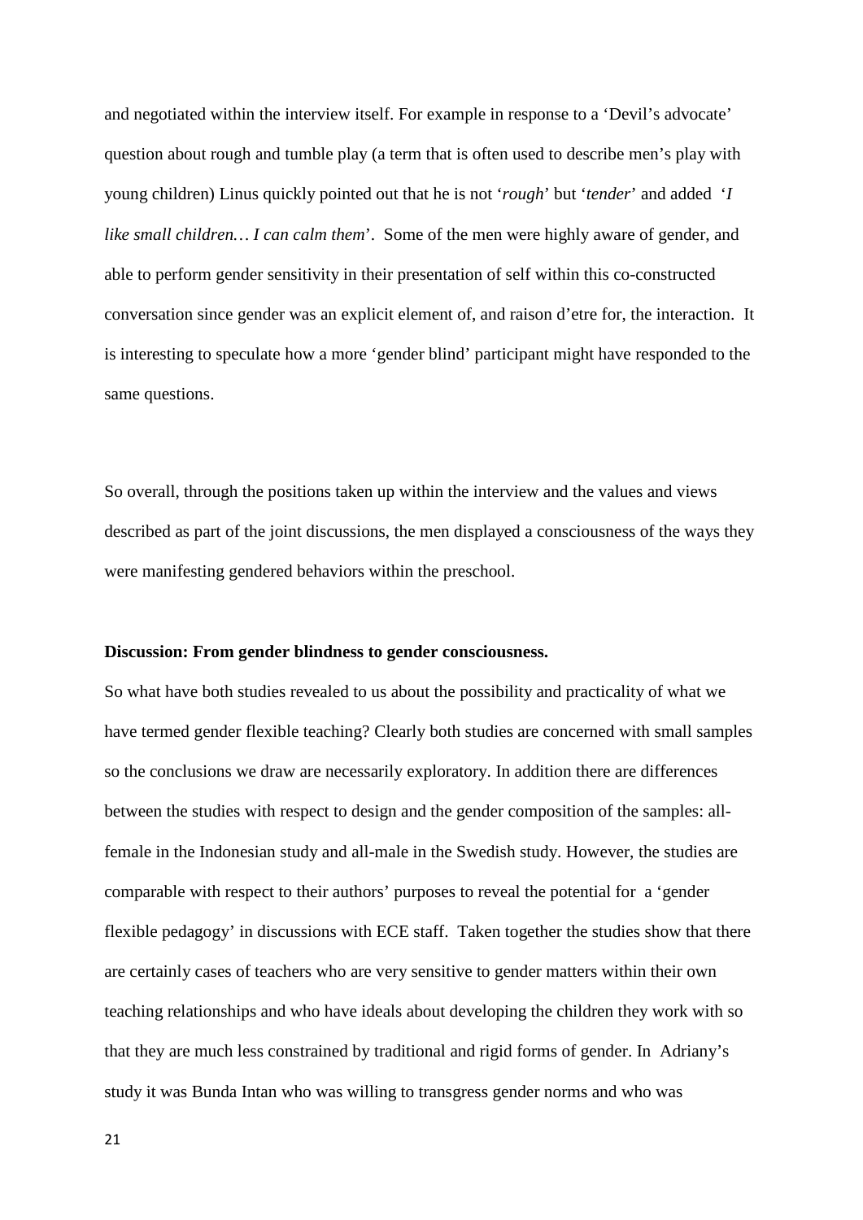and negotiated within the interview itself. For example in response to a 'Devil's advocate' question about rough and tumble play (a term that is often used to describe men's play with young children) Linus quickly pointed out that he is not '*rough*' but '*tender*' and added '*I like small children… I can calm them*'. Some of the men were highly aware of gender, and able to perform gender sensitivity in their presentation of self within this co-constructed conversation since gender was an explicit element of, and raison d'etre for, the interaction. It is interesting to speculate how a more 'gender blind' participant might have responded to the same questions.

So overall, through the positions taken up within the interview and the values and views described as part of the joint discussions, the men displayed a consciousness of the ways they were manifesting gendered behaviors within the preschool.

**Discussion: From gender blindness to gender consciousness.**

So what have both studies revealed to us about the possibility and practicality of what we have termed gender flexible teaching? Clearly both studies are concerned with small samples so the conclusions we draw are necessarily exploratory. In addition there are differences between the studies with respect to design and the gender composition of the samples: all-female in the Indonesian study and all-male in the Swedish study. However, the studies are comparable with respect to their authors' purposes to reveal the potential for a 'gender flexible pedagogy' in discussions with ECE staff. Taken together the studies show that there are certainly cases of teachers who are very sensitive to gender matters within their own teaching relationships and who have ideals about developing the children they work with so that they are much less constrained by traditional and rigid forms of gender. In Adriany's study it was Bunda Intan who was willing to transgress gender norms and who was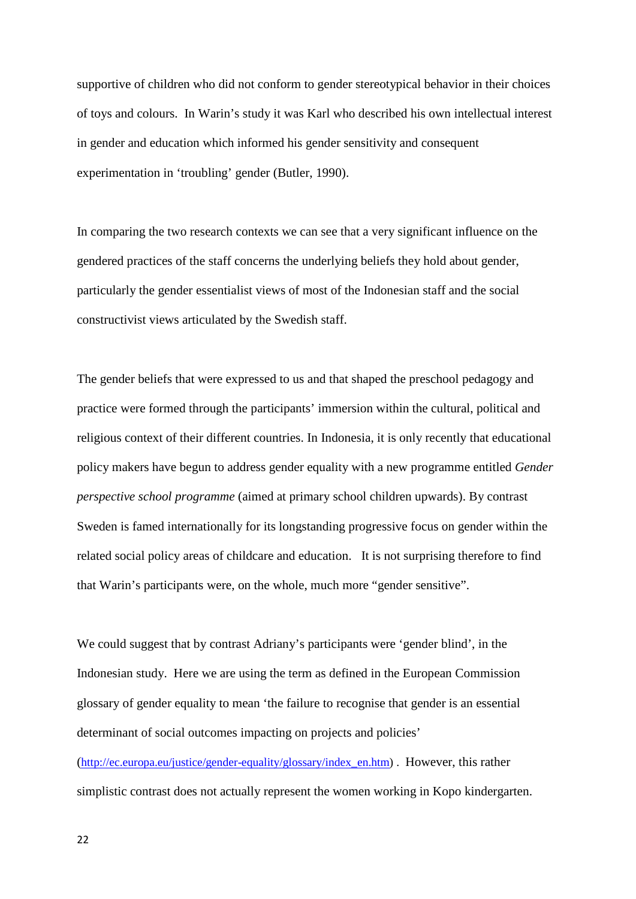supportive of children who did not conform to gender stereotypical behavior in their choices of toys and colours. In Warin's study it was Karl who described his own intellectual interest in gender and education which informed his gender sensitivity and consequent experimentation in 'troubling' gender (Butler, 1990).

In comparing the two research contexts we can see that a very significant influence on the gendered practices of the staff concerns the underlying beliefs they hold about gender, particularly the gender essentialist views of most of the Indonesian staff and the social constructivist views articulated by the Swedish staff.

The gender beliefs that were expressed to us and that shaped the preschool pedagogy and practice were formed through the participants' immersion within the cultural, political and religious context of their different countries. In Indonesia, it is only recently that educational policy makers have begun to address gender equality with a new programme entitled *Gender perspective school programme* (aimed at primary school children upwards). By contrast Sweden is famed internationally for its longstanding progressive focus on gender within the related social policy areas of childcare and education. It is not surprising therefore to find that Warin's participants were, on the whole, much more "gender sensitive".

We could suggest that by contrast Adriany's participants were 'gender blind', in the Indonesian study. Here we are using the term as defined in the European Commission glossary of gender equality to mean 'the failure to recognise that gender is an essential determinant of social outcomes impacting on projects and policies' (http://ec.europa.eu/justice/gender-equality/glossary/index_en.htm) . However, this rather simplistic contrast does not actually represent the women working in Kopo kindergarten.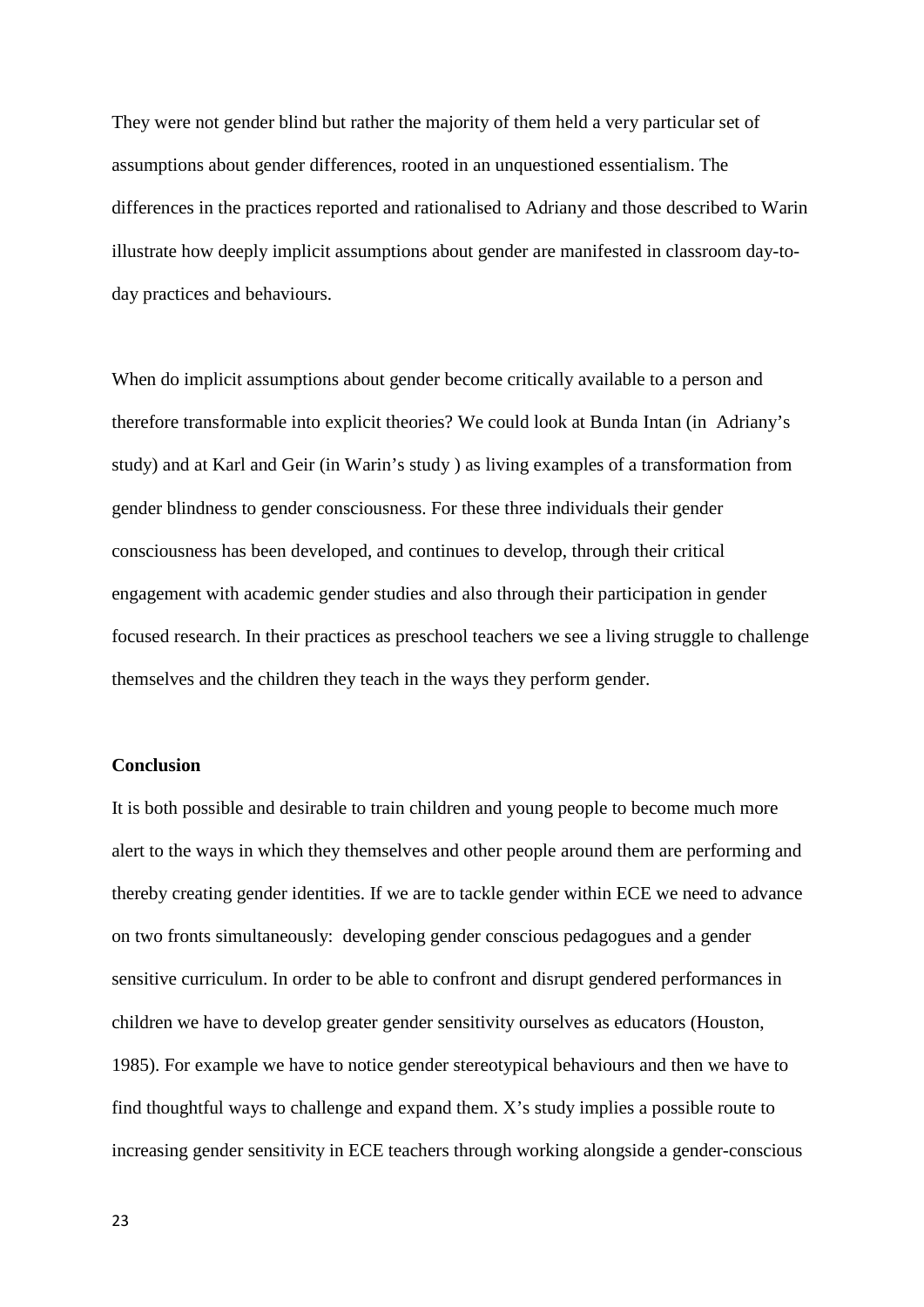They were not gender blind but rather the majority of them held a very particular set of assumptions about gender differences, rooted in an unquestioned essentialism. The differences in the practices reported and rationalised to Adriany and those described to Warin illustrate how deeply implicit assumptions about gender are manifested in classroom day-to-day practices and behaviours.

When do implicit assumptions about gender become critically available to a person and therefore transformable into explicit theories? We could look at Bunda Intan (in Adriany's study) and at Karl and Geir (in Warin's study ) as living examples of a transformation from gender blindness to gender consciousness. For these three individuals their gender consciousness has been developed, and continues to develop, through their critical engagement with academic gender studies and also through their participation in gender focused research. In their practices as preschool teachers we see a living struggle to challenge themselves and the children they teach in the ways they perform gender.

## Conclusion

It is both possible and desirable to train children and young people to become much more alert to the ways in which they themselves and other people around them are performing and thereby creating gender identities. If we are to tackle gender within ECE we need to advance on two fronts simultaneously: developing gender conscious pedagogues and a gender sensitive curriculum. In order to be able to confront and disrupt gendered performances in children we have to develop greater gender sensitivity ourselves as educators (Houston, 1985). For example we have to notice gender stereotypical behaviours and then we have to find thoughtful ways to challenge and expand them. X's study implies a possible route to increasing gender sensitivity in ECE teachers through working alongside a gender-conscious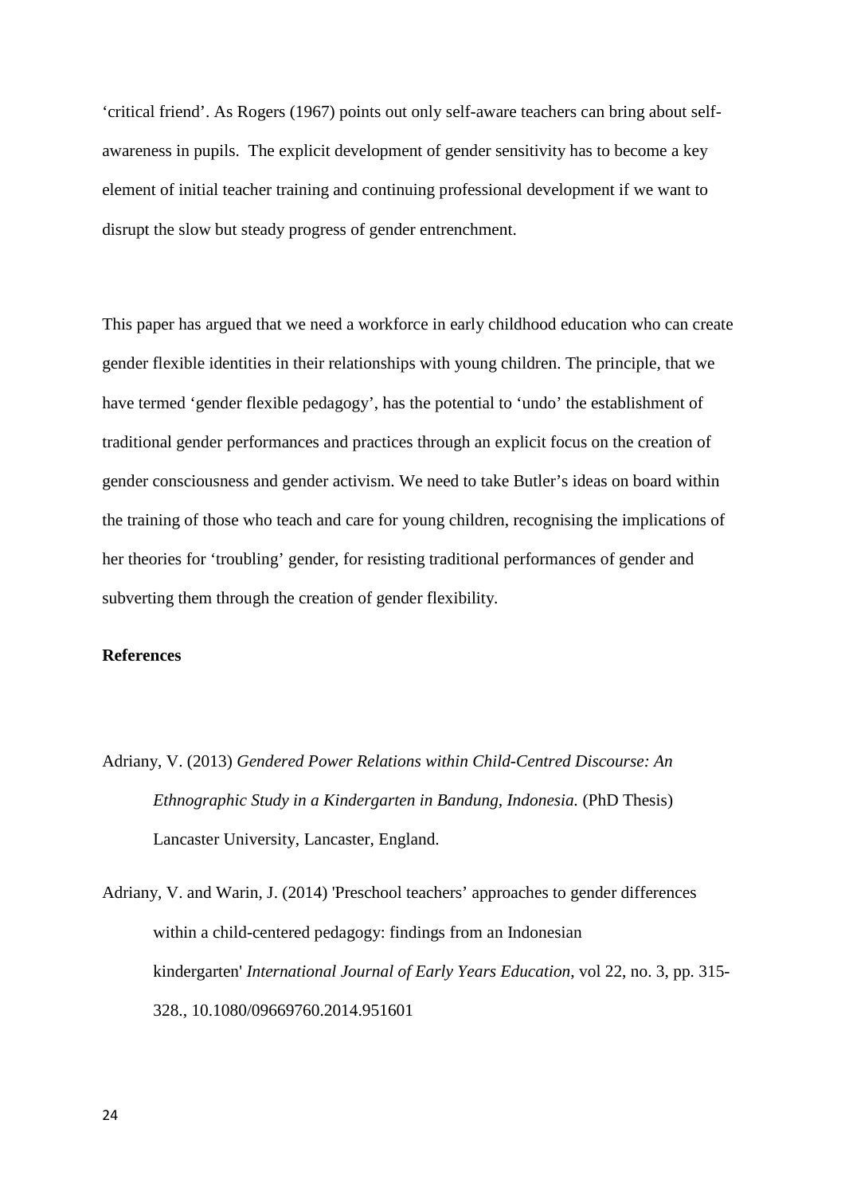'critical friend'. As Rogers (1967) points out only self-aware teachers can bring about self-awareness in pupils. The explicit development of gender sensitivity has to become a key element of initial teacher training and continuing professional development if we want to disrupt the slow but steady progress of gender entrenchment.

This paper has argued that we need a workforce in early childhood education who can create gender flexible identities in their relationships with young children. The principle, that we have termed 'gender flexible pedagogy', has the potential to 'undo' the establishment of traditional gender performances and practices through an explicit focus on the creation of gender consciousness and gender activism. We need to take Butler's ideas on board within the training of those who teach and care for young children, recognising the implications of her theories for 'troubling' gender, for resisting traditional performances of gender and subverting them through the creation of gender flexibility.

**References**

Adriany, V. (2013) *Gendered Power Relations within Child-Centred Discourse: An Ethnographic Study in a Kindergarten in Bandung, Indonesia.* (PhD Thesis) Lancaster University, Lancaster, England.

Adriany, V. and Warin, J. (2014) 'Preschool teachers' approaches to gender differences within a child-centered pedagogy: findings from an Indonesian kindergarten' *International Journal of Early Years Education*, vol 22, no. 3, pp. 315-328., 10.1080/09669760.2014.951601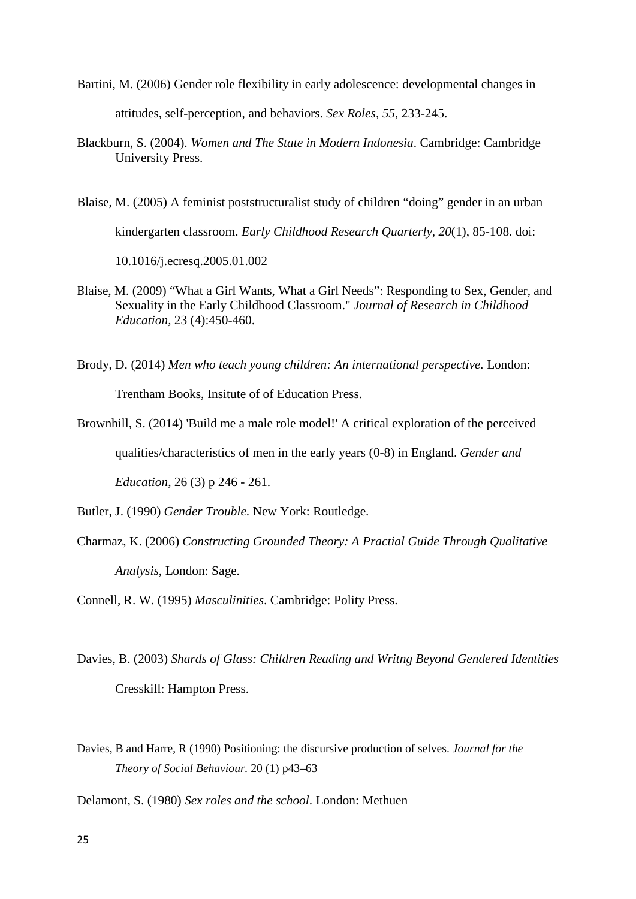Bartini, M. (2006) Gender role flexibility in early adolescence: developmental changes in attitudes, self-perception, and behaviors. *Sex Roles*, *55*, 233-245.

Blackburn, S. (2004). *Women and The State in Modern Indonesia*. Cambridge: Cambridge University Press.

Blaise, M. (2005) A feminist poststructuralist study of children "doing" gender in an urban kindergarten classroom. *Early Childhood Research Quarterly, 20*(1), 85-108. doi: 10.1016/j.ecresq.2005.01.002

Blaise, M. (2009) "What a Girl Wants, What a Girl Needs": Responding to Sex, Gender, and Sexuality in the Early Childhood Classroom." *Journal of Research in Childhood Education,* 23 (4):450-460.

Brody, D. (2014) *Men who teach young children: An international perspective.* London: Trentham Books, Insitute of of Education Press.

Brownhill, S. (2014) 'Build me a male role model!' A critical exploration of the perceived qualities/characteristics of men in the early years (0-8) in England. *Gender and Education,* 26 (3) p 246 - 261.

Butler, J. (1990) *Gender Trouble*. New York: Routledge.

Charmaz, K. (2006) *Constructing Grounded Theory: A Practial Guide Through Qualitative Analysis*, London: Sage.

Connell, R. W. (1995) *Masculinities*. Cambridge: Polity Press.

Davies, B. (2003) *Shards of Glass: Children Reading and Writng Beyond Gendered Identities* Cresskill: Hampton Press.

Davies, B and Harre, R (1990) Positioning: the discursive production of selves. *Journal for the Theory of Social Behaviour.* 20 (1) p43–63

Delamont, S. (1980) *Sex roles and the school*. London: Methuen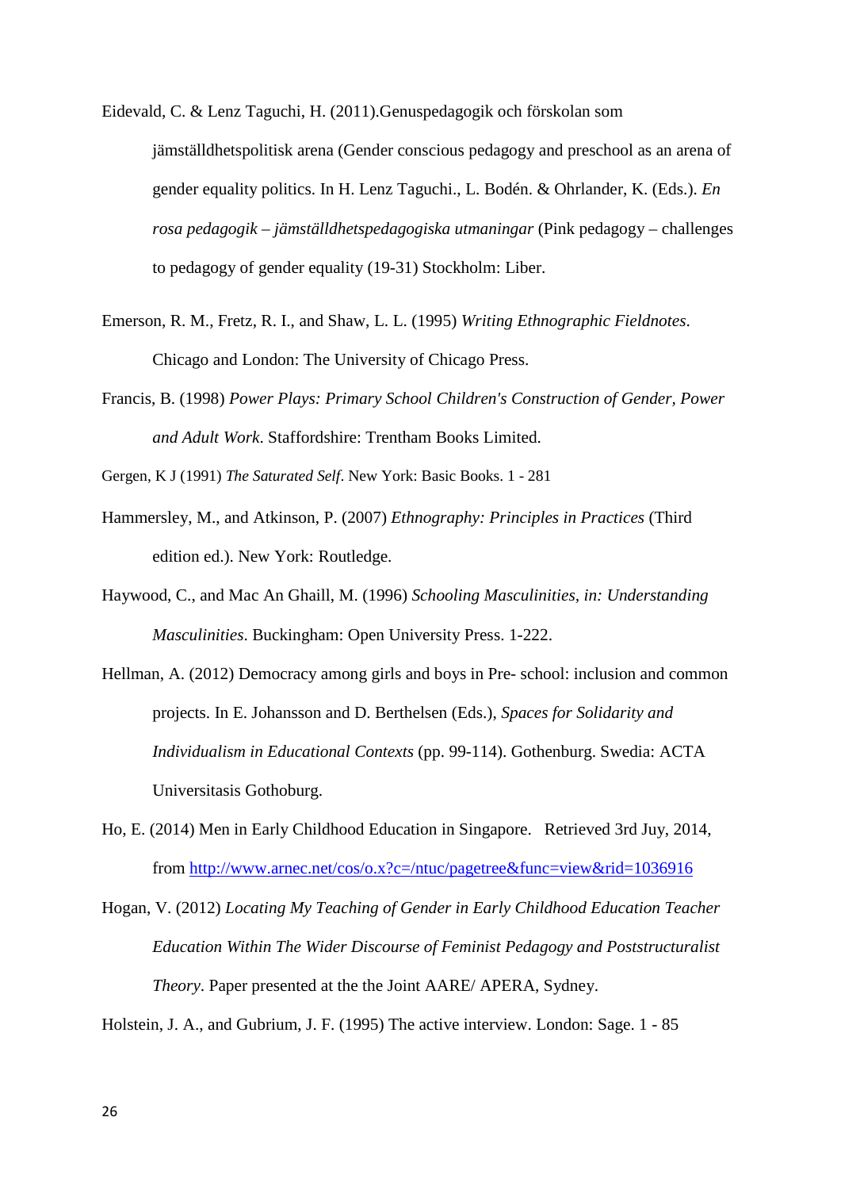Eidevald, C. & Lenz Taguchi, H. (2011).Genuspedagogik och förskolan som jämställdhetspolitisk arena (Gender conscious pedagogy and preschool as an arena of gender equality politics. In H. Lenz Taguchi., L. Bodén. & Ohrlander, K. (Eds.). *En rosa pedagogik – jämställdhetspedagogiska utmaningar* (Pink pedagogy – challenges to pedagogy of gender equality (19-31) Stockholm: Liber.

Emerson, R. M., Fretz, R. I., and Shaw, L. L. (1995) *Writing Ethnographic Fieldnotes*. Chicago and London: The University of Chicago Press.

Francis, B. (1998) *Power Plays: Primary School Children's Construction of Gender, Power and Adult Work*. Staffordshire: Trentham Books Limited.

Gergen, K J (1991) *The Saturated Self*. New York: Basic Books. 1 - 281

Hammersley, M., and Atkinson, P. (2007) *Ethnography: Principles in Practices* (Third edition ed.). New York: Routledge.

Haywood, C., and Mac An Ghaill, M. (1996) *Schooling Masculinities, in: Understanding Masculinities*. Buckingham: Open University Press. 1-222.

Hellman, A. (2012) Democracy among girls and boys in Pre- school: inclusion and common projects. In E. Johansson and D. Berthelsen (Eds.), *Spaces for Solidarity and Individualism in Educational Contexts* (pp. 99-114). Gothenburg. Swedia: ACTA Universitasis Gothoburg.

Ho, E. (2014) Men in Early Childhood Education in Singapore. Retrieved 3rd Juy, 2014, from http://www.arnec.net/cos/o.x?c=/ntuc/pagetree&func=view&rid=1036916

Hogan, V. (2012) *Locating My Teaching of Gender in Early Childhood Education Teacher Education Within The Wider Discourse of Feminist Pedagogy and Poststructuralist Theory*. Paper presented at the the Joint AARE/ APERA, Sydney.

Holstein, J. A., and Gubrium, J. F. (1995) The active interview. London: Sage. 1 - 85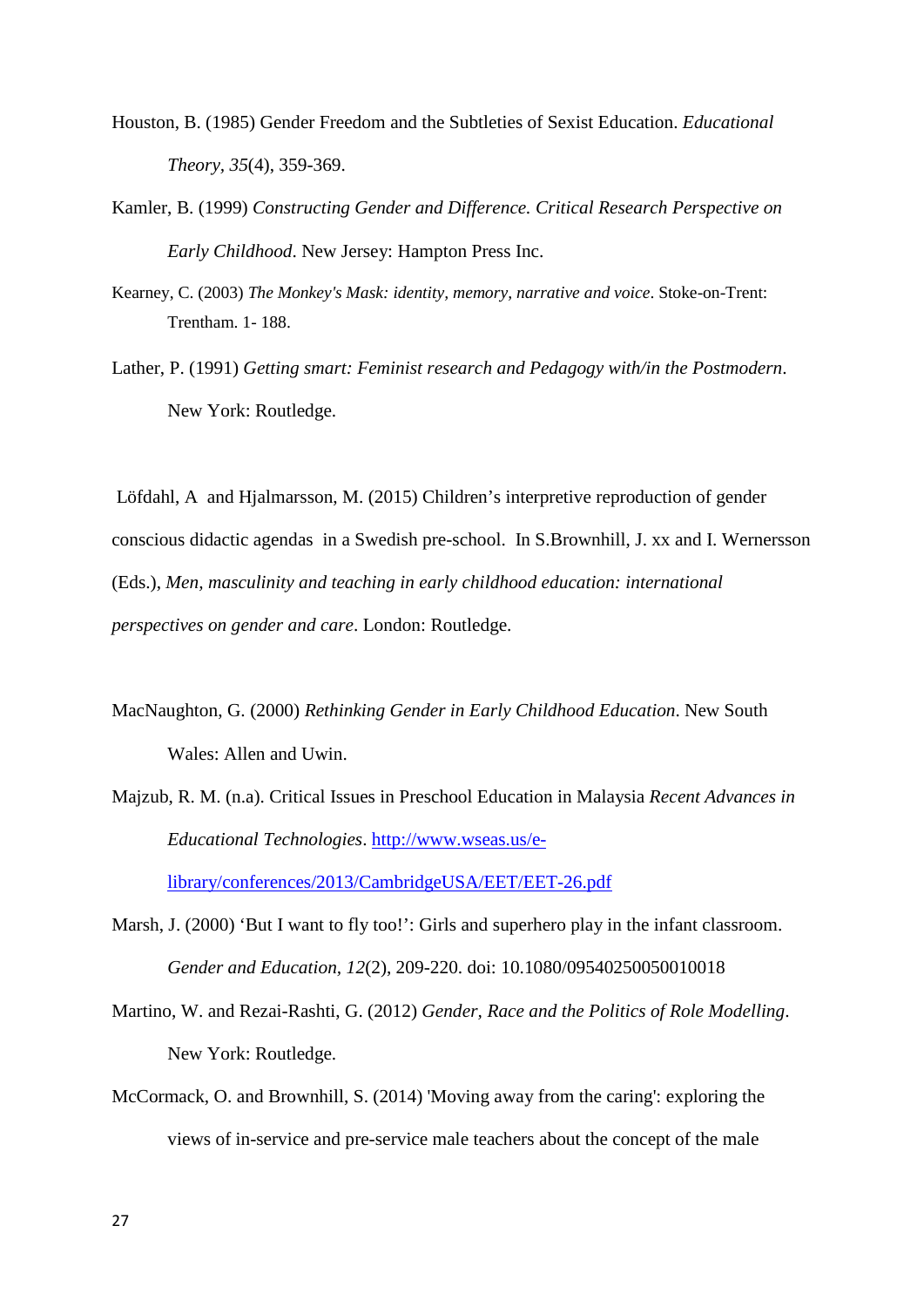Houston, B. (1985) Gender Freedom and the Subtleties of Sexist Education. *Educational Theory, 35*(4), 359-369.

Kamler, B. (1999) *Constructing Gender and Difference. Critical Research Perspective on Early Childhood*. New Jersey: Hampton Press Inc.

Kearney, C. (2003) *The Monkey's Mask: identity, memory, narrative and voice*. Stoke-on-Trent: Trentham. 1- 188.

Lather, P. (1991) *Getting smart: Feminist research and Pedagogy with/in the Postmodern*. New York: Routledge.

Löfdahl, A and Hjalmarsson, M. (2015) Children's interpretive reproduction of gender conscious didactic agendas in a Swedish pre-school. In S.Brownhill, J. xx and I. Wernersson (Eds.), *Men, masculinity and teaching in early childhood education: international perspectives on gender and care*. London: Routledge.

MacNaughton, G. (2000) *Rethinking Gender in Early Childhood Education*. New South Wales: Allen and Uwin.

Majzub, R. M. (n.a). Critical Issues in Preschool Education in Malaysia *Recent Advances in Educational Technologies*. [http://www.wseas.us/e-library/conferences/2013/CambridgeUSA/EET/EET-26.pdf](http://www.wseas.us/e-library/conferences/2013/CambridgeUSA/EET/EET-26.pdf)

Marsh, J. (2000) 'But I want to fly too!': Girls and superhero play in the infant classroom. *Gender and Education, 12*(2), 209-220. doi: 10.1080/09540250050010018

Martino, W. and Rezai-Rashti, G. (2012) *Gender, Race and the Politics of Role Modelling*. New York: Routledge.

McCormack, O. and Brownhill, S. (2014) 'Moving away from the caring': exploring the views of in-service and pre-service male teachers about the concept of the male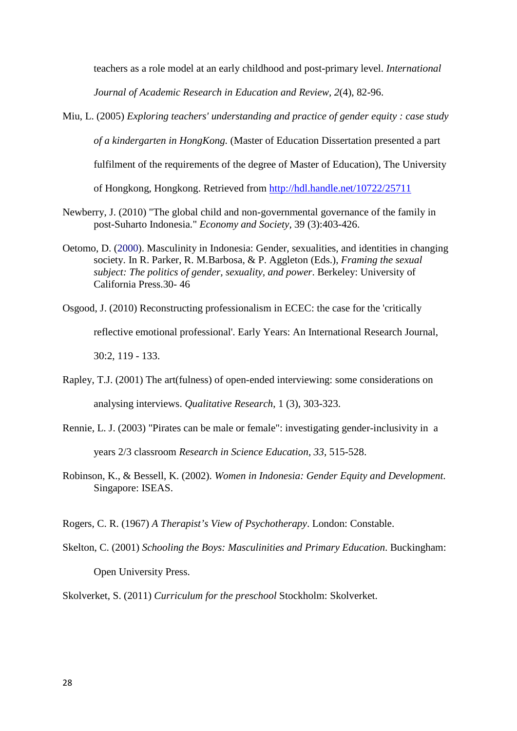teachers as a role model at an early childhood and post-primary level. *International Journal of Academic Research in Education and Review, 2*(4), 82-96.

Miu, L. (2005) *Exploring teachers' understanding and practice of gender equity : case study of a kindergarten in HongKong.* (Master of Education Dissertation presented a part fulfilment of the requirements of the degree of Master of Education), The University of Hongkong, Hongkong. Retrieved from http://hdl.handle.net/10722/25711

Newberry, J. (2010) "The global child and non-governmental governance of the family in post-Suharto Indonesia." *Economy and Society*, 39 (3):403-426.

Oetomo, D. (2000). Masculinity in Indonesia: Gender, sexualities, and identities in changing society. In R. Parker, R. M.Barbosa, & P. Aggleton (Eds.), *Framing the sexual subject: The politics of gender, sexuality, and power*. Berkeley: University of California Press.30- 46

Osgood, J. (2010) Reconstructing professionalism in ECEC: the case for the 'critically reflective emotional professional'. Early Years: An International Research Journal, 30:2, 119 - 133.

Rapley, T.J. (2001) The art(fulness) of open-ended interviewing: some considerations on analysing interviews. *Qualitative Research*, 1 (3), 303-323.

Rennie, L. J. (2003) "Pirates can be male or female": investigating gender-inclusivity in a years 2/3 classroom *Research in Science Education, 33*, 515-528.

Robinson, K., & Bessell, K. (2002). *Women in Indonesia: Gender Equity and Development*. Singapore: ISEAS.

Rogers, C. R. (1967) *A Therapist's View of Psychotherapy*. London: Constable.

Skelton, C. (2001) *Schooling the Boys: Masculinities and Primary Education*. Buckingham: Open University Press.

Skolverket, S. (2011) *Curriculum for the preschool* Stockholm: Skolverket.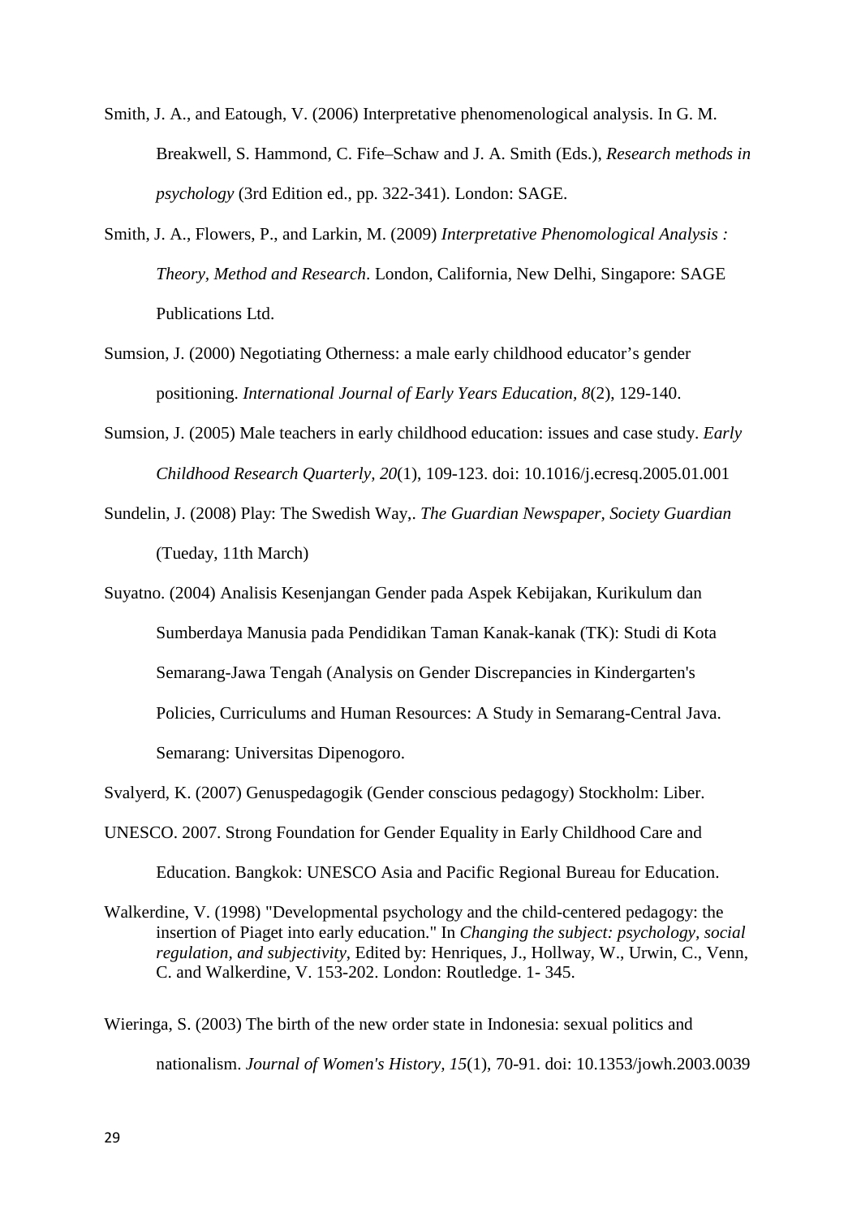Smith, J. A., and Eatough, V. (2006) Interpretative phenomenological analysis. In G. M. Breakwell, S. Hammond, C. Fife–Schaw and J. A. Smith (Eds.), *Research methods in psychology* (3rd Edition ed., pp. 322-341). London: SAGE.

Smith, J. A., Flowers, P., and Larkin, M. (2009) *Interpretative Phenomenological Analysis : Theory, Method and Research*. London, California, New Delhi, Singapore: SAGE Publications Ltd.

Sumsion, J. (2000) Negotiating Otherness: a male early childhood educator's gender positioning. *International Journal of Early Years Education, 8*(2), 129-140.

Sumsion, J. (2005) Male teachers in early childhood education: issues and case study. *Early Childhood Research Quarterly, 20*(1), 109-123. doi: 10.1016/j.ecresq.2005.01.001

Sundelin, J. (2008) Play: The Swedish Way,. *The Guardian Newspaper, Society Guardian* (Tueday, 11th March)

Suyatno. (2004) Analisis Kesenjangan Gender pada Aspek Kebijakan, Kurikulum dan Sumberdaya Manusia pada Pendidikan Taman Kanak-kanak (TK): Studi di Kota Semarang-Jawa Tengah (Analysis on Gender Discrepancies in Kindergarten's Policies, Curriculums and Human Resources: A Study in Semarang-Central Java. Semarang: Universitas Dipenogoro.

Svalyerd, K. (2007) Genuspedagogik (Gender conscious pedagogy) Stockholm: Liber.

UNESCO. 2007. Strong Foundation for Gender Equality in Early Childhood Care and Education. Bangkok: UNESCO Asia and Pacific Regional Bureau for Education.

Walkerdine, V. (1998) "Developmental psychology and the child-centered pedagogy: the insertion of Piaget into early education." In *Changing the subject: psychology, social regulation, and subjectivity*, Edited by: Henriques, J., Hollway, W., Urwin, C., Venn, C. and Walkerdine, V. 153-202. London: Routledge. 1- 345.

Wieringa, S. (2003) The birth of the new order state in Indonesia: sexual politics and nationalism. *Journal of Women's History, 15*(1), 70-91. doi: 10.1353/jowh.2003.0039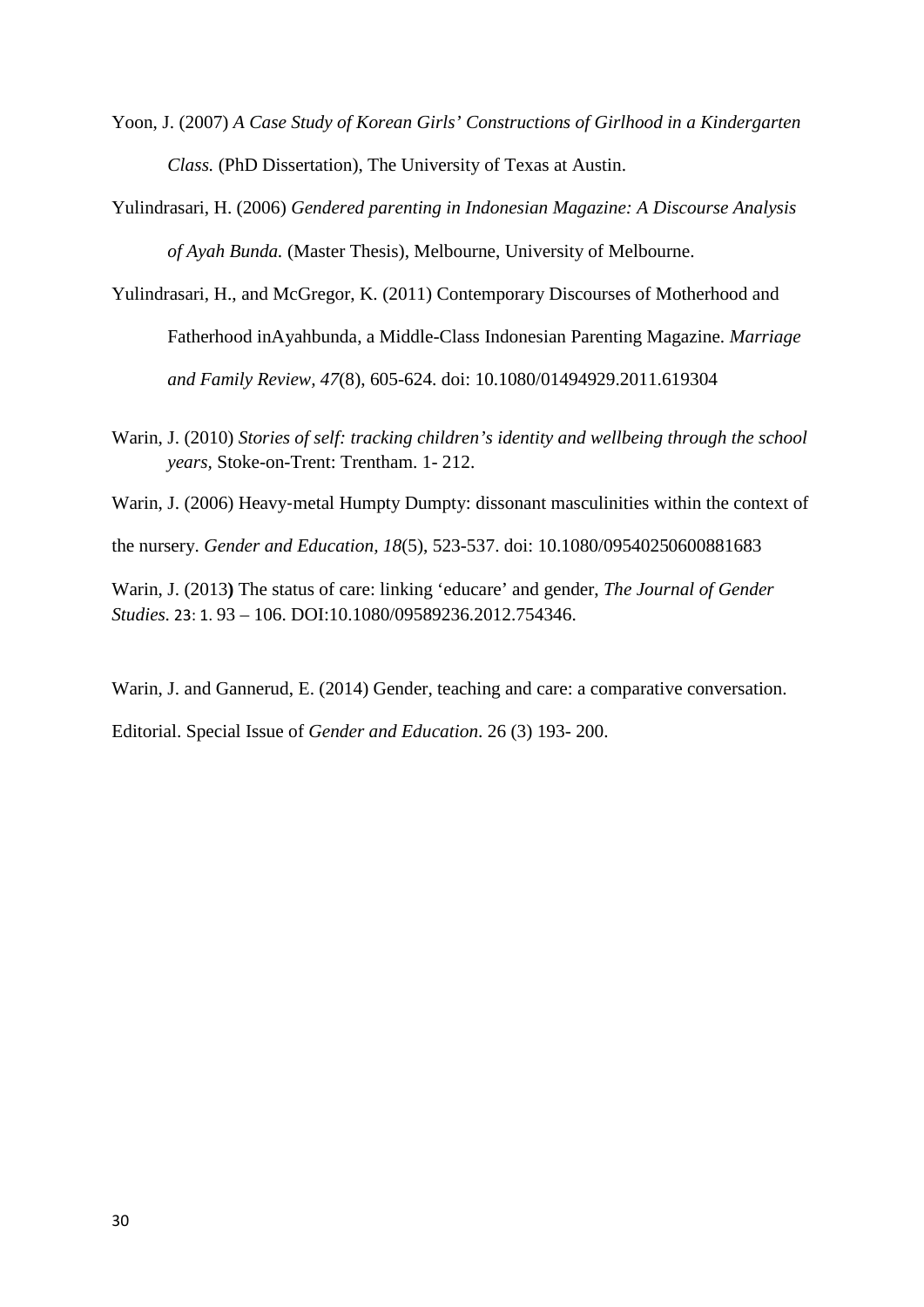Yoon, J. (2007) *A Case Study of Korean Girls' Constructions of Girlhood in a Kindergarten Class.* (PhD Dissertation), The University of Texas at Austin.

Yulindrasari, H. (2006) *Gendered parenting in Indonesian Magazine: A Discourse Analysis of Ayah Bunda.* (Master Thesis), Melbourne, University of Melbourne.

Yulindrasari, H., and McGregor, K. (2011) Contemporary Discourses of Motherhood and Fatherhood inAyahbunda, a Middle-Class Indonesian Parenting Magazine. *Marriage and Family Review*, *47*(8), 605-624. doi: 10.1080/01494929.2011.619304

Warin, J. (2010) *Stories of self: tracking children's identity and wellbeing through the school years*, Stoke-on-Trent: Trentham. 1- 212.

Warin, J. (2006) Heavy-metal Humpty Dumpty: dissonant masculinities within the context of the nursery. *Gender and Education, 18*(5), 523-537. doi: 10.1080/09540250600881683

Warin, J. (2013**)** The status of care: linking 'educare' and gender, *The Journal of Gender Studies.* 23: 1. 93 – 106. DOI:10.1080/09589236.2012.754346.

Warin, J. and Gannerud, E. (2014) Gender, teaching and care: a comparative conversation. Editorial. Special Issue of *Gender and Education.* 26 (3) 193- 200.